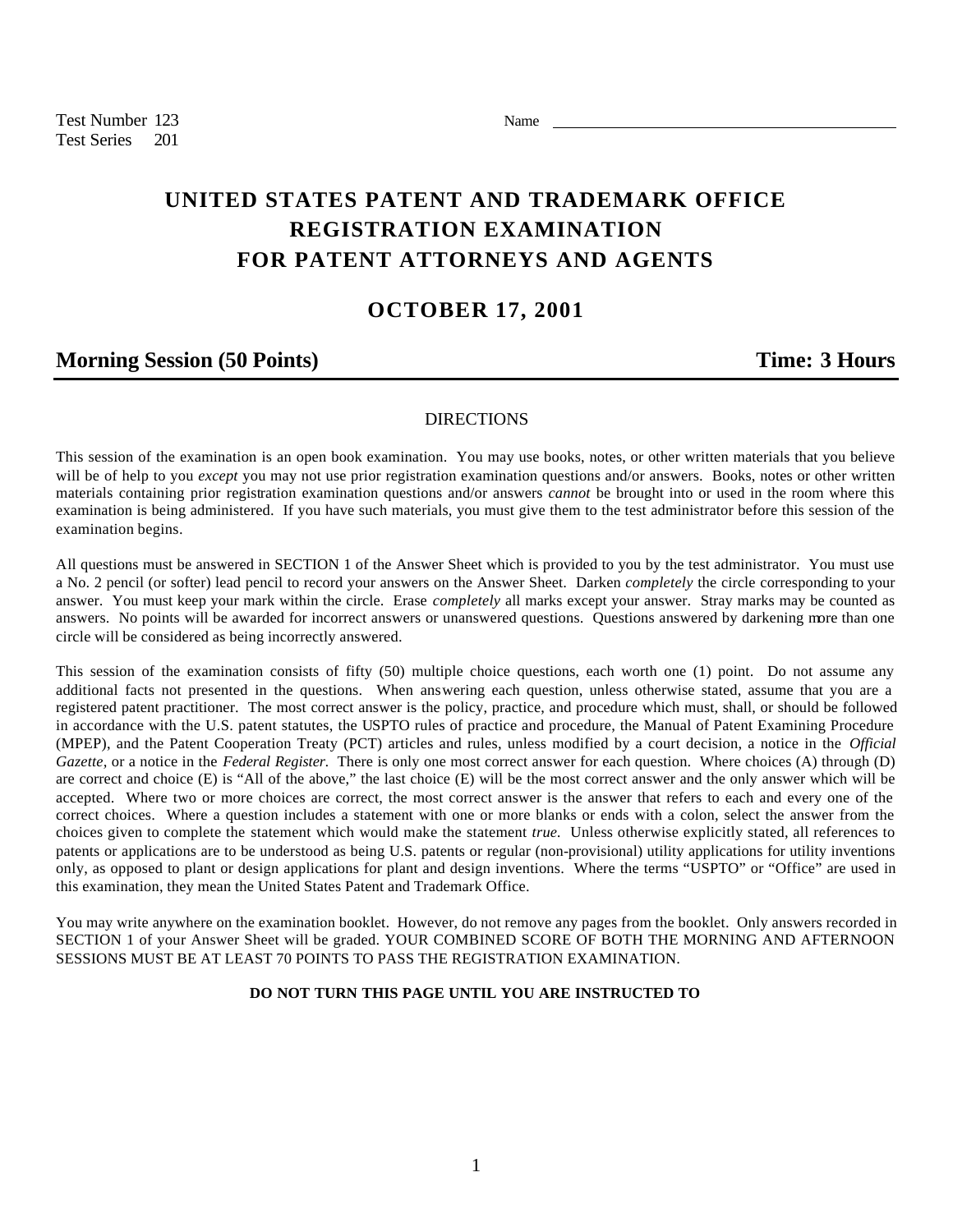Test Number 123
Test Series 201

Name _______________________________________________

# UNITED STATES PATENT AND TRADEMARK OFFICE
# REGISTRATION EXAMINATION
# FOR PATENT ATTORNEYS AND AGENTS

## OCTOBER 17, 2001

**Morning Session (50 Points)** **Time: 3 Hours**

---

DIRECTIONS

This session of the examination is an open book examination. You may use books, notes, or other written materials that you believe will be of help to you *except* you may not use prior registration examination questions and/or answers. Books, notes or other written materials containing prior registration examination questions and/or answers *cannot* be brought into or used in the room where this examination is being administered. If you have such materials, you must give them to the test administrator before this session of the examination begins.

All questions must be answered in SECTION 1 of the Answer Sheet which is provided to you by the test administrator. You must use a No. 2 pencil (or softer) lead pencil to record your answers on the Answer Sheet. Darken *completely* the circle corresponding to your answer. You must keep your mark within the circle. Erase *completely* all marks except your answer. Stray marks may be counted as answers. No points will be awarded for incorrect answers or unanswered questions. Questions answered by darkening more than one circle will be considered as being incorrectly answered.

This session of the examination consists of fifty (50) multiple choice questions, each worth one (1) point. Do not assume any additional facts not presented in the questions. When answering each question, unless otherwise stated, assume that you are a registered patent practitioner. The most correct answer is the policy, practice, and procedure which must, shall, or should be followed in accordance with the U.S. patent statutes, the USPTO rules of practice and procedure, the Manual of Patent Examining Procedure (MPEP), and the Patent Cooperation Treaty (PCT) articles and rules, unless modified by a court decision, a notice in the *Official Gazette*, or a notice in the *Federal Register.* There is only one most correct answer for each question. Where choices (A) through (D) are correct and choice (E) is "All of the above," the last choice (E) will be the most correct answer and the only answer which will be accepted. Where two or more choices are correct, the most correct answer is the answer that refers to each and every one of the correct choices. Where a question includes a statement with one or more blanks or ends with a colon, select the answer from the choices given to complete the statement which would make the statement *true.* Unless otherwise explicitly stated, all references to patents or applications are to be understood as being U.S. patents or regular (non-provisional) utility applications for utility inventions only, as opposed to plant or design applications for plant and design inventions. Where the terms "USPTO" or "Office" are used in this examination, they mean the United States Patent and Trademark Office.

You may write anywhere on the examination booklet. However, do not remove any pages from the booklet. Only answers recorded in SECTION 1 of your Answer Sheet will be graded. YOUR COMBINED SCORE OF BOTH THE MORNING AND AFTERNOON SESSIONS MUST BE AT LEAST 70 POINTS TO PASS THE REGISTRATION EXAMINATION.

**DO NOT TURN THIS PAGE UNTIL YOU ARE INSTRUCTED TO**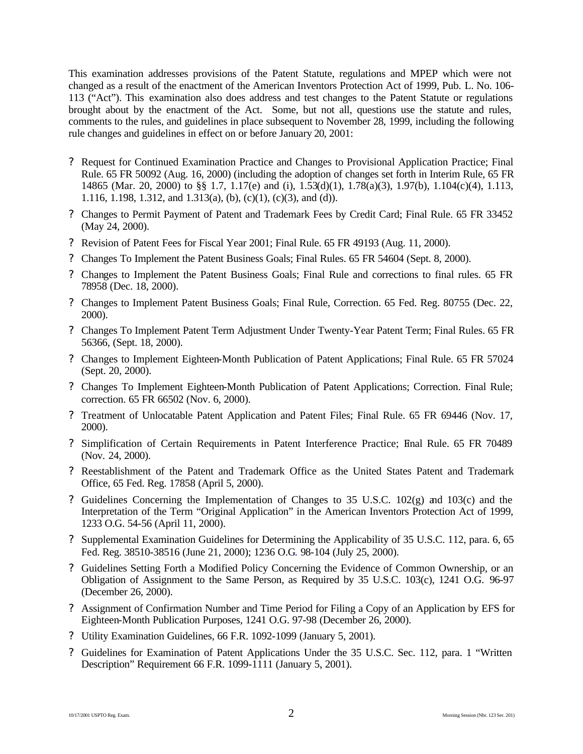This examination addresses provisions of the Patent Statute, regulations and MPEP which were not changed as a result of the enactment of the American Inventors Protection Act of 1999, Pub. L. No. 106-113 ("Act"). This examination also does address and test changes to the Patent Statute or regulations brought about by the enactment of the Act. Some, but not all, questions use the statute and rules, comments to the rules, and guidelines in place subsequent to November 28, 1999, including the following rule changes and guidelines in effect on or before January 20, 2001:

- Request for Continued Examination Practice and Changes to Provisional Application Practice; Final Rule. 65 FR 50092 (Aug. 16, 2000) (including the adoption of changes set forth in Interim Rule, 65 FR 14865 (Mar. 20, 2000) to §§ 1.7, 1.17(e) and (i), 1.53(d)(1), 1.78(a)(3), 1.97(b), 1.104(c)(4), 1.113, 1.116, 1.198, 1.312, and 1.313(a), (b), (c)(1), (c)(3), and (d)).
- Changes to Permit Payment of Patent and Trademark Fees by Credit Card; Final Rule. 65 FR 33452 (May 24, 2000).
- Revision of Patent Fees for Fiscal Year 2001; Final Rule. 65 FR 49193 (Aug. 11, 2000).
- Changes To Implement the Patent Business Goals; Final Rules. 65 FR 54604 (Sept. 8, 2000).
- Changes to Implement the Patent Business Goals; Final Rule and corrections to final rules. 65 FR 78958 (Dec. 18, 2000).
- Changes to Implement Patent Business Goals; Final Rule, Correction. 65 Fed. Reg. 80755 (Dec. 22, 2000).
- Changes To Implement Patent Term Adjustment Under Twenty-Year Patent Term; Final Rules. 65 FR 56366, (Sept. 18, 2000).
- Changes to Implement Eighteen-Month Publication of Patent Applications; Final Rule. 65 FR 57024 (Sept. 20, 2000).
- Changes To Implement Eighteen-Month Publication of Patent Applications; Correction. Final Rule; correction. 65 FR 66502 (Nov. 6, 2000).
- Treatment of Unlocatable Patent Application and Patent Files; Final Rule. 65 FR 69446 (Nov. 17, 2000).
- Simplification of Certain Requirements in Patent Interference Practice; Final Rule. 65 FR 70489 (Nov. 24, 2000).
- Reestablishment of the Patent and Trademark Office as the United States Patent and Trademark Office, 65 Fed. Reg. 17858 (April 5, 2000).
- Guidelines Concerning the Implementation of Changes to 35 U.S.C. 102(g) and 103(c) and the Interpretation of the Term "Original Application" in the American Inventors Protection Act of 1999, 1233 O.G. 54-56 (April 11, 2000).
- Supplemental Examination Guidelines for Determining the Applicability of 35 U.S.C. 112, para. 6, 65 Fed. Reg. 38510-38516 (June 21, 2000); 1236 O.G. 98-104 (July 25, 2000).
- Guidelines Setting Forth a Modified Policy Concerning the Evidence of Common Ownership, or an Obligation of Assignment to the Same Person, as Required by 35 U.S.C. 103(c), 1241 O.G. 96-97 (December 26, 2000).
- Assignment of Confirmation Number and Time Period for Filing a Copy of an Application by EFS for Eighteen-Month Publication Purposes, 1241 O.G. 97-98 (December 26, 2000).
- Utility Examination Guidelines, 66 F.R. 1092-1099 (January 5, 2001).
- Guidelines for Examination of Patent Applications Under the 35 U.S.C. Sec. 112, para. 1 "Written Description" Requirement 66 F.R. 1099-1111 (January 5, 2001).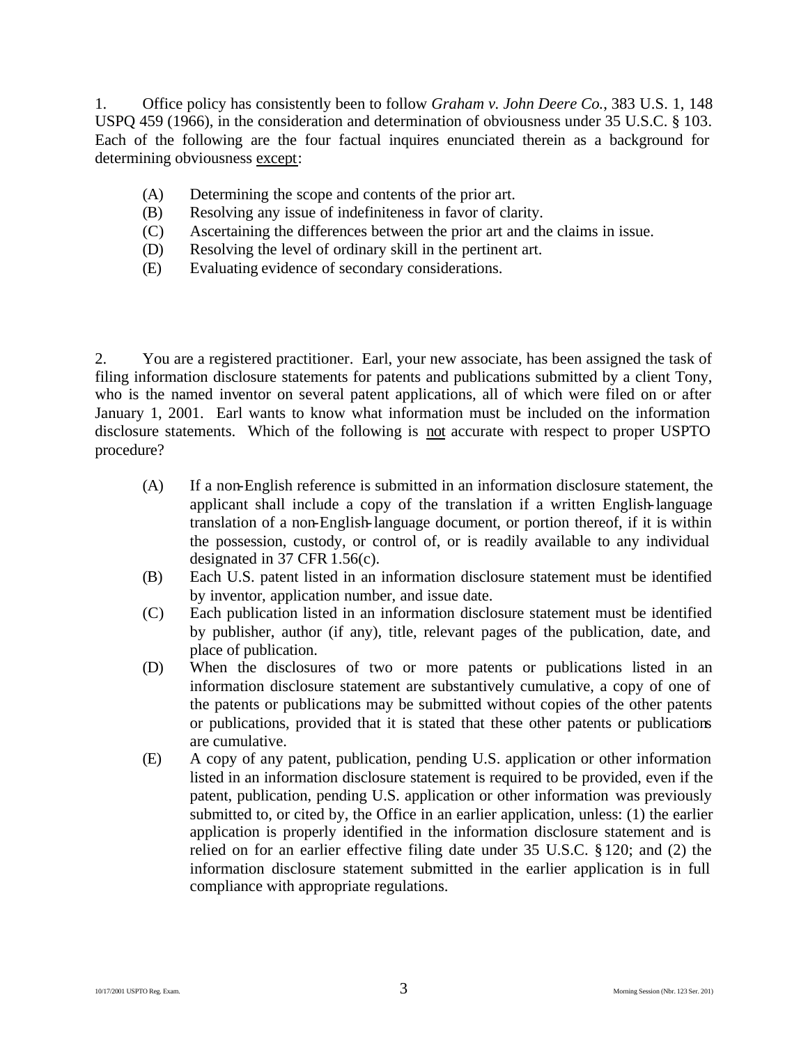1. Office policy has consistently been to follow *Graham v. John Deere Co.*, 383 U.S. 1, 148 USPQ 459 (1966), in the consideration and determination of obviousness under 35 U.S.C. § 103. Each of the following are the four factual inquires enunciated therein as a background for determining obviousness except:

(A) Determining the scope and contents of the prior art.
(B) Resolving any issue of indefiniteness in favor of clarity.
(C) Ascertaining the differences between the prior art and the claims in issue.
(D) Resolving the level of ordinary skill in the pertinent art.
(E) Evaluating evidence of secondary considerations.

2. You are a registered practitioner. Earl, your new associate, has been assigned the task of filing information disclosure statements for patents and publications submitted by a client Tony, who is the named inventor on several patent applications, all of which were filed on or after January 1, 2001. Earl wants to know what information must be included on the information disclosure statements. Which of the following is not accurate with respect to proper USPTO procedure?

(A) If a non-English reference is submitted in an information disclosure statement, the applicant shall include a copy of the translation if a written English-language translation of a non-English-language document, or portion thereof, if it is within the possession, custody, or control of, or is readily available to any individual designated in 37 CFR 1.56(c).
(B) Each U.S. patent listed in an information disclosure statement must be identified by inventor, application number, and issue date.
(C) Each publication listed in an information disclosure statement must be identified by publisher, author (if any), title, relevant pages of the publication, date, and place of publication.
(D) When the disclosures of two or more patents or publications listed in an information disclosure statement are substantively cumulative, a copy of one of the patents or publications may be submitted without copies of the other patents or publications, provided that it is stated that these other patents or publications are cumulative.
(E) A copy of any patent, publication, pending U.S. application or other information listed in an information disclosure statement is required to be provided, even if the patent, publication, pending U.S. application or other information was previously submitted to, or cited by, the Office in an earlier application, unless: (1) the earlier application is properly identified in the information disclosure statement and is relied on for an earlier effective filing date under 35 U.S.C. § 120; and (2) the information disclosure statement submitted in the earlier application is in full compliance with appropriate regulations.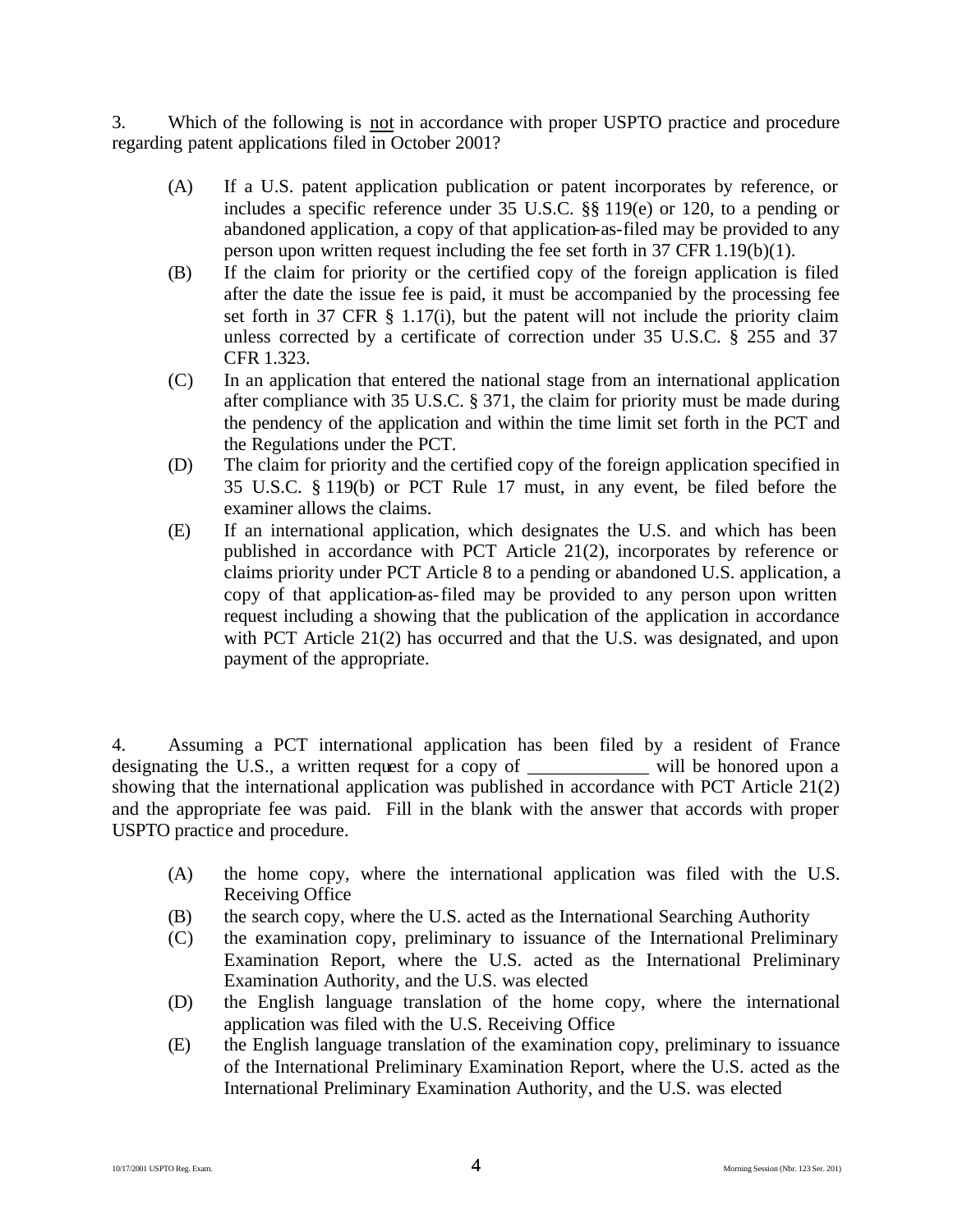3. Which of the following is not in accordance with proper USPTO practice and procedure regarding patent applications filed in October 2001?

(A) If a U.S. patent application publication or patent incorporates by reference, or includes a specific reference under 35 U.S.C. §§ 119(e) or 120, to a pending or abandoned application, a copy of that application-as-filed may be provided to any person upon written request including the fee set forth in 37 CFR 1.19(b)(1).

(B) If the claim for priority or the certified copy of the foreign application is filed after the date the issue fee is paid, it must be accompanied by the processing fee set forth in 37 CFR § 1.17(i), but the patent will not include the priority claim unless corrected by a certificate of correction under 35 U.S.C. § 255 and 37 CFR 1.323.

(C) In an application that entered the national stage from an international application after compliance with 35 U.S.C. § 371, the claim for priority must be made during the pendency of the application and within the time limit set forth in the PCT and the Regulations under the PCT.

(D) The claim for priority and the certified copy of the foreign application specified in 35 U.S.C. § 119(b) or PCT Rule 17 must, in any event, be filed before the examiner allows the claims.

(E) If an international application, which designates the U.S. and which has been published in accordance with PCT Article 21(2), incorporates by reference or claims priority under PCT Article 8 to a pending or abandoned U.S. application, a copy of that application-as-filed may be provided to any person upon written request including a showing that the publication of the application in accordance with PCT Article 21(2) has occurred and that the U.S. was designated, and upon payment of the appropriate.

4. Assuming a PCT international application has been filed by a resident of France designating the U.S., a written request for a copy of _____________ will be honored upon a showing that the international application was published in accordance with PCT Article 21(2) and the appropriate fee was paid. Fill in the blank with the answer that accords with proper USPTO practice and procedure.

(A) the home copy, where the international application was filed with the U.S. Receiving Office

(B) the search copy, where the U.S. acted as the International Searching Authority

(C) the examination copy, preliminary to issuance of the International Preliminary Examination Report, where the U.S. acted as the International Preliminary Examination Authority, and the U.S. was elected

(D) the English language translation of the home copy, where the international application was filed with the U.S. Receiving Office

(E) the English language translation of the examination copy, preliminary to issuance of the International Preliminary Examination Report, where the U.S. acted as the International Preliminary Examination Authority, and the U.S. was elected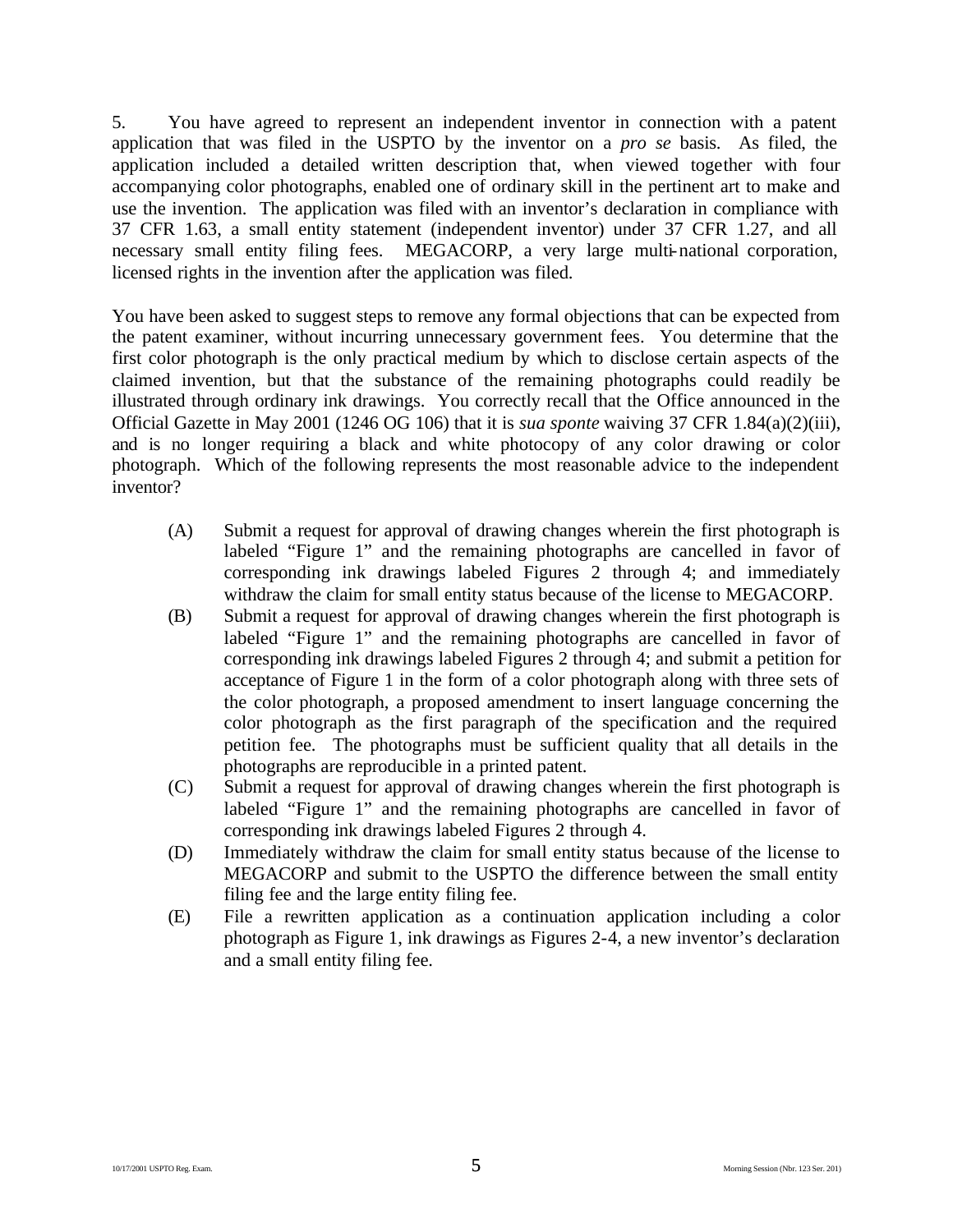5. You have agreed to represent an independent inventor in connection with a patent application that was filed in the USPTO by the inventor on a *pro se* basis. As filed, the application included a detailed written description that, when viewed together with four accompanying color photographs, enabled one of ordinary skill in the pertinent art to make and use the invention. The application was filed with an inventor's declaration in compliance with 37 CFR 1.63, a small entity statement (independent inventor) under 37 CFR 1.27, and all necessary small entity filing fees. MEGACORP, a very large multi-national corporation, licensed rights in the invention after the application was filed.

You have been asked to suggest steps to remove any formal objections that can be expected from the patent examiner, without incurring unnecessary government fees. You determine that the first color photograph is the only practical medium by which to disclose certain aspects of the claimed invention, but that the substance of the remaining photographs could readily be illustrated through ordinary ink drawings. You correctly recall that the Office announced in the Official Gazette in May 2001 (1246 OG 106) that it is *sua sponte* waiving 37 CFR 1.84(a)(2)(iii), and is no longer requiring a black and white photocopy of any color drawing or color photograph. Which of the following represents the most reasonable advice to the independent inventor?

(A) Submit a request for approval of drawing changes wherein the first photograph is labeled "Figure 1" and the remaining photographs are cancelled in favor of corresponding ink drawings labeled Figures 2 through 4; and immediately withdraw the claim for small entity status because of the license to MEGACORP.

(B) Submit a request for approval of drawing changes wherein the first photograph is labeled "Figure 1" and the remaining photographs are cancelled in favor of corresponding ink drawings labeled Figures 2 through 4; and submit a petition for acceptance of Figure 1 in the form of a color photograph along with three sets of the color photograph, a proposed amendment to insert language concerning the color photograph as the first paragraph of the specification and the required petition fee. The photographs must be sufficient quality that all details in the photographs are reproducible in a printed patent.

(C) Submit a request for approval of drawing changes wherein the first photograph is labeled "Figure 1" and the remaining photographs are cancelled in favor of corresponding ink drawings labeled Figures 2 through 4.

(D) Immediately withdraw the claim for small entity status because of the license to MEGACORP and submit to the USPTO the difference between the small entity filing fee and the large entity filing fee.

(E) File a rewritten application as a continuation application including a color photograph as Figure 1, ink drawings as Figures 2-4, a new inventor's declaration and a small entity filing fee.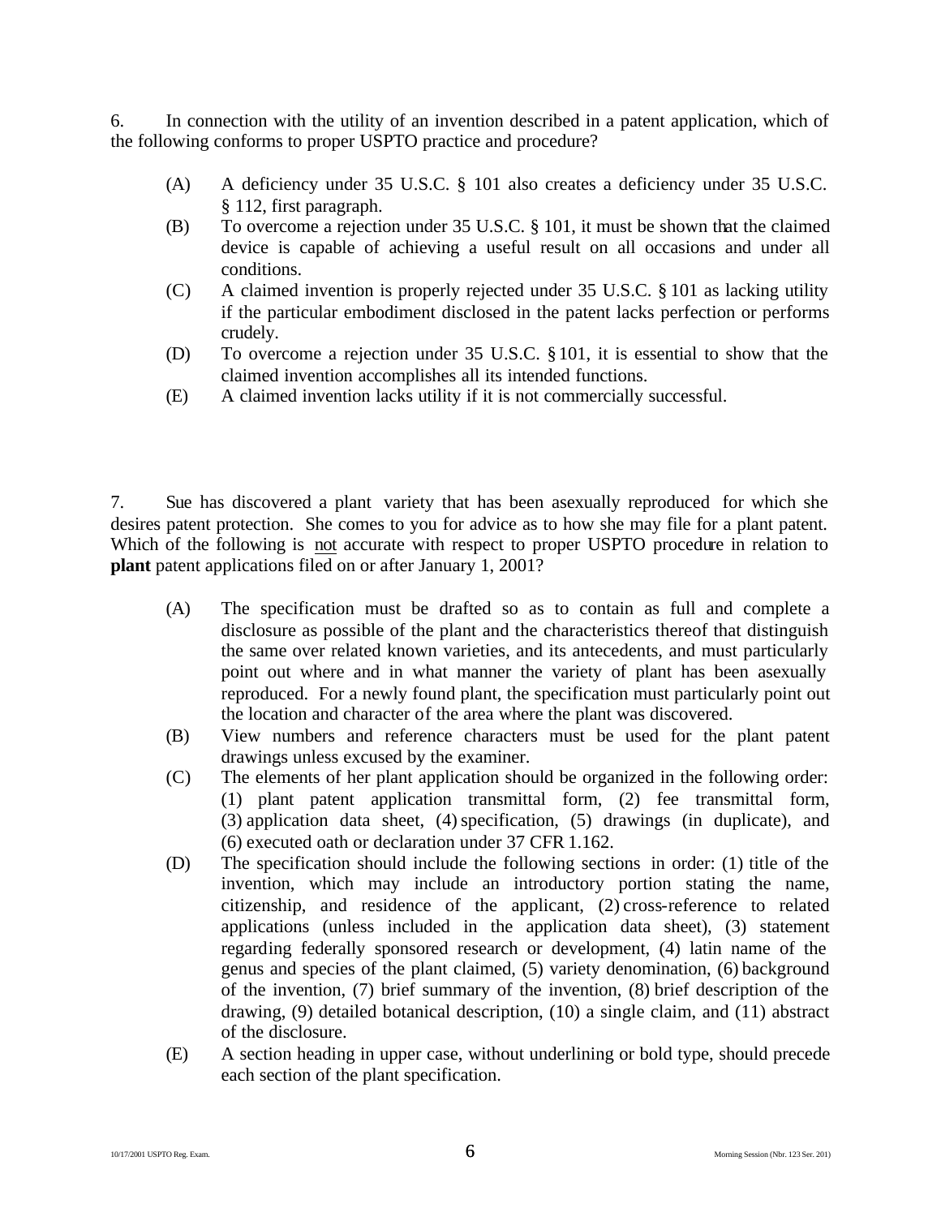6. In connection with the utility of an invention described in a patent application, which of the following conforms to proper USPTO practice and procedure?

- (A) A deficiency under 35 U.S.C. § 101 also creates a deficiency under 35 U.S.C. § 112, first paragraph.
- (B) To overcome a rejection under 35 U.S.C. § 101, it must be shown that the claimed device is capable of achieving a useful result on all occasions and under all conditions.
- (C) A claimed invention is properly rejected under 35 U.S.C. § 101 as lacking utility if the particular embodiment disclosed in the patent lacks perfection or performs crudely.
- (D) To overcome a rejection under 35 U.S.C. § 101, it is essential to show that the claimed invention accomplishes all its intended functions.
- (E) A claimed invention lacks utility if it is not commercially successful.

7. Sue has discovered a plant variety that has been asexually reproduced for which she desires patent protection. She comes to you for advice as to how she may file for a plant patent. Which of the following is not accurate with respect to proper USPTO procedure in relation to **plant** patent applications filed on or after January 1, 2001?

- (A) The specification must be drafted so as to contain as full and complete a disclosure as possible of the plant and the characteristics thereof that distinguish the same over related known varieties, and its antecedents, and must particularly point out where and in what manner the variety of plant has been asexually reproduced. For a newly found plant, the specification must particularly point out the location and character of the area where the plant was discovered.
- (B) View numbers and reference characters must be used for the plant patent drawings unless excused by the examiner.
- (C) The elements of her plant application should be organized in the following order: (1) plant patent application transmittal form, (2) fee transmittal form, (3) application data sheet, (4) specification, (5) drawings (in duplicate), and (6) executed oath or declaration under 37 CFR 1.162.
- (D) The specification should include the following sections in order: (1) title of the invention, which may include an introductory portion stating the name, citizenship, and residence of the applicant, (2) cross-reference to related applications (unless included in the application data sheet), (3) statement regarding federally sponsored research or development, (4) latin name of the genus and species of the plant claimed, (5) variety denomination, (6) background of the invention, (7) brief summary of the invention, (8) brief description of the drawing, (9) detailed botanical description, (10) a single claim, and (11) abstract of the disclosure.
- (E) A section heading in upper case, without underlining or bold type, should precede each section of the plant specification.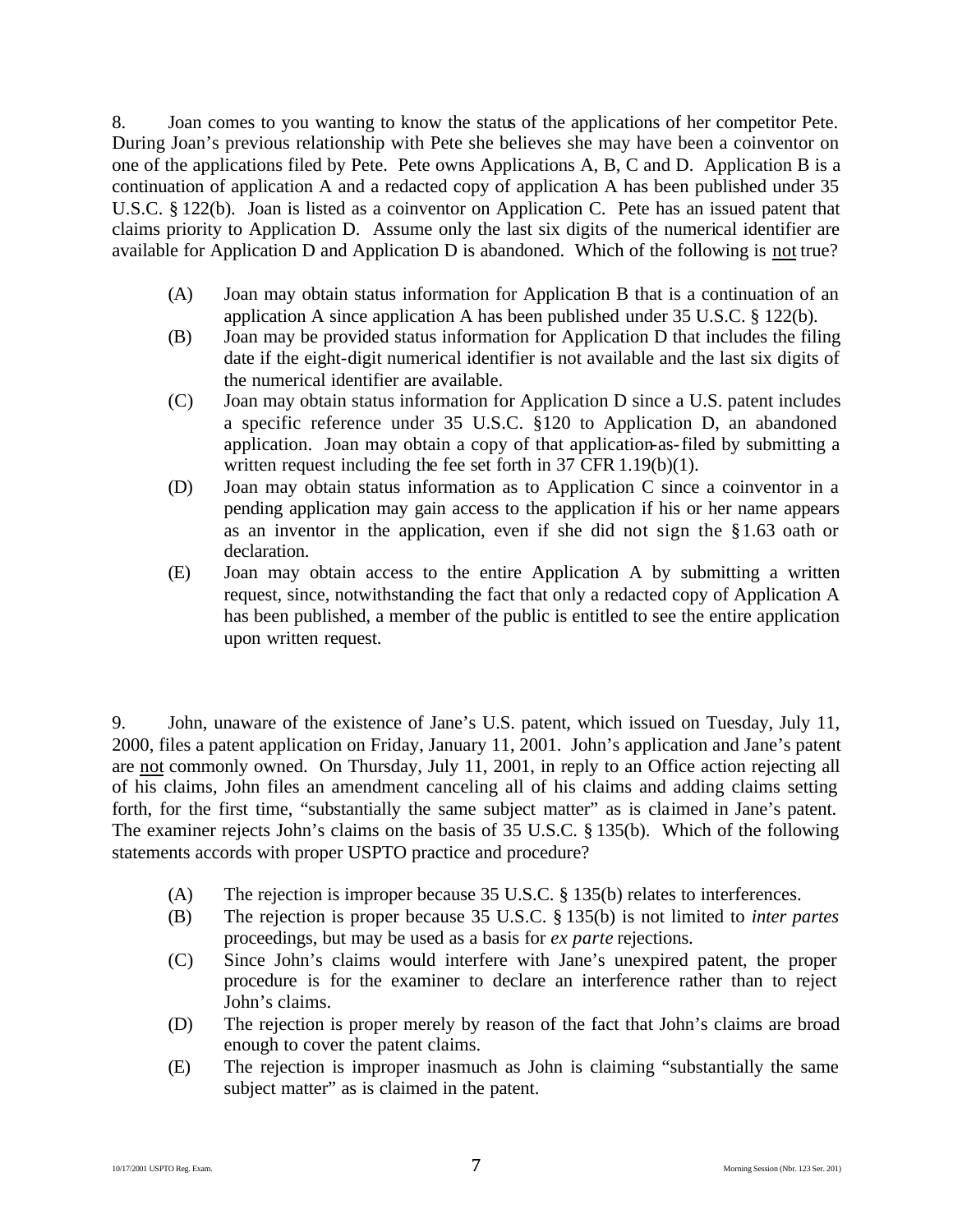8. Joan comes to you wanting to know the status of the applications of her competitor Pete. During Joan's previous relationship with Pete she believes she may have been a coinventor on one of the applications filed by Pete. Pete owns Applications A, B, C and D. Application B is a continuation of application A and a redacted copy of application A has been published under 35 U.S.C. § 122(b). Joan is listed as a coinventor on Application C. Pete has an issued patent that claims priority to Application D. Assume only the last six digits of the numerical identifier are available for Application D and Application D is abandoned. Which of the following is <u>not</u> true?

- (A) Joan may obtain status information for Application B that is a continuation of an application A since application A has been published under 35 U.S.C. § 122(b).
- (B) Joan may be provided status information for Application D that includes the filing date if the eight-digit numerical identifier is not available and the last six digits of the numerical identifier are available.
- (C) Joan may obtain status information for Application D since a U.S. patent includes a specific reference under 35 U.S.C. §120 to Application D, an abandoned application. Joan may obtain a copy of that application-as-filed by submitting a written request including the fee set forth in 37 CFR 1.19(b)(1).
- (D) Joan may obtain status information as to Application C since a coinventor in a pending application may gain access to the application if his or her name appears as an inventor in the application, even if she did not sign the §1.63 oath or declaration.
- (E) Joan may obtain access to the entire Application A by submitting a written request, since, notwithstanding the fact that only a redacted copy of Application A has been published, a member of the public is entitled to see the entire application upon written request.

9. John, unaware of the existence of Jane's U.S. patent, which issued on Tuesday, July 11, 2000, files a patent application on Friday, January 11, 2001. John's application and Jane's patent are <u>not</u> commonly owned. On Thursday, July 11, 2001, in reply to an Office action rejecting all of his claims, John files an amendment canceling all of his claims and adding claims setting forth, for the first time, "substantially the same subject matter" as is claimed in Jane's patent. The examiner rejects John's claims on the basis of 35 U.S.C. § 135(b). Which of the following statements accords with proper USPTO practice and procedure?

- (A) The rejection is improper because 35 U.S.C. § 135(b) relates to interferences.
- (B) The rejection is proper because 35 U.S.C. § 135(b) is not limited to *inter partes* proceedings, but may be used as a basis for *ex parte* rejections.
- (C) Since John's claims would interfere with Jane's unexpired patent, the proper procedure is for the examiner to declare an interference rather than to reject John's claims.
- (D) The rejection is proper merely by reason of the fact that John's claims are broad enough to cover the patent claims.
- (E) The rejection is improper inasmuch as John is claiming "substantially the same subject matter" as is claimed in the patent.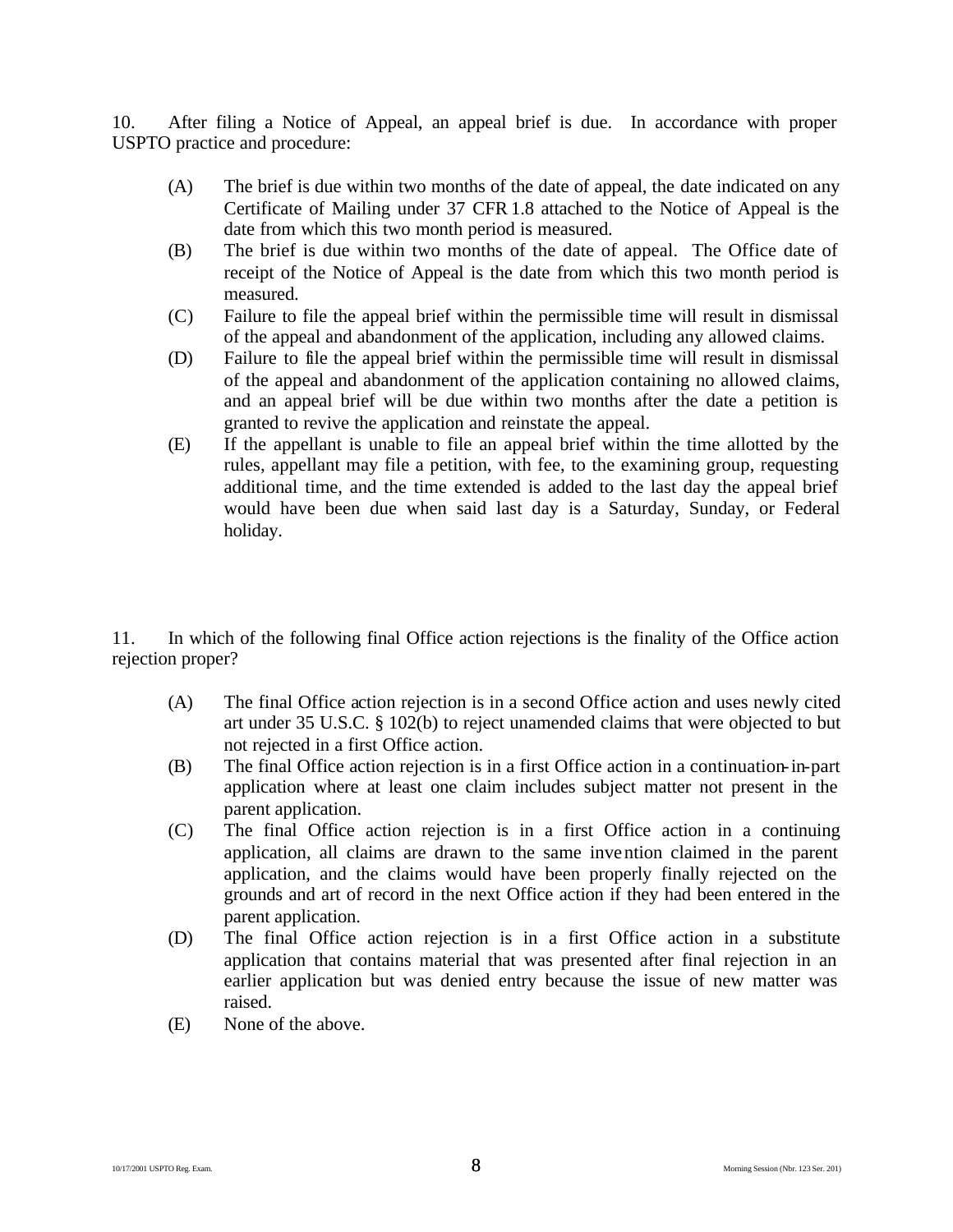10. After filing a Notice of Appeal, an appeal brief is due. In accordance with proper USPTO practice and procedure:

(A) The brief is due within two months of the date of appeal, the date indicated on any Certificate of Mailing under 37 CFR 1.8 attached to the Notice of Appeal is the date from which this two month period is measured.

(B) The brief is due within two months of the date of appeal. The Office date of receipt of the Notice of Appeal is the date from which this two month period is measured.

(C) Failure to file the appeal brief within the permissible time will result in dismissal of the appeal and abandonment of the application, including any allowed claims.

(D) Failure to file the appeal brief within the permissible time will result in dismissal of the appeal and abandonment of the application containing no allowed claims, and an appeal brief will be due within two months after the date a petition is granted to revive the application and reinstate the appeal.

(E) If the appellant is unable to file an appeal brief within the time allotted by the rules, appellant may file a petition, with fee, to the examining group, requesting additional time, and the time extended is added to the last day the appeal brief would have been due when said last day is a Saturday, Sunday, or Federal holiday.

11. In which of the following final Office action rejections is the finality of the Office action rejection proper?

(A) The final Office action rejection is in a second Office action and uses newly cited art under 35 U.S.C. § 102(b) to reject unamended claims that were objected to but not rejected in a first Office action.

(B) The final Office action rejection is in a first Office action in a continuation-in-part application where at least one claim includes subject matter not present in the parent application.

(C) The final Office action rejection is in a first Office action in a continuing application, all claims are drawn to the same invention claimed in the parent application, and the claims would have been properly finally rejected on the grounds and art of record in the next Office action if they had been entered in the parent application.

(D) The final Office action rejection is in a first Office action in a substitute application that contains material that was presented after final rejection in an earlier application but was denied entry because the issue of new matter was raised.

(E) None of the above.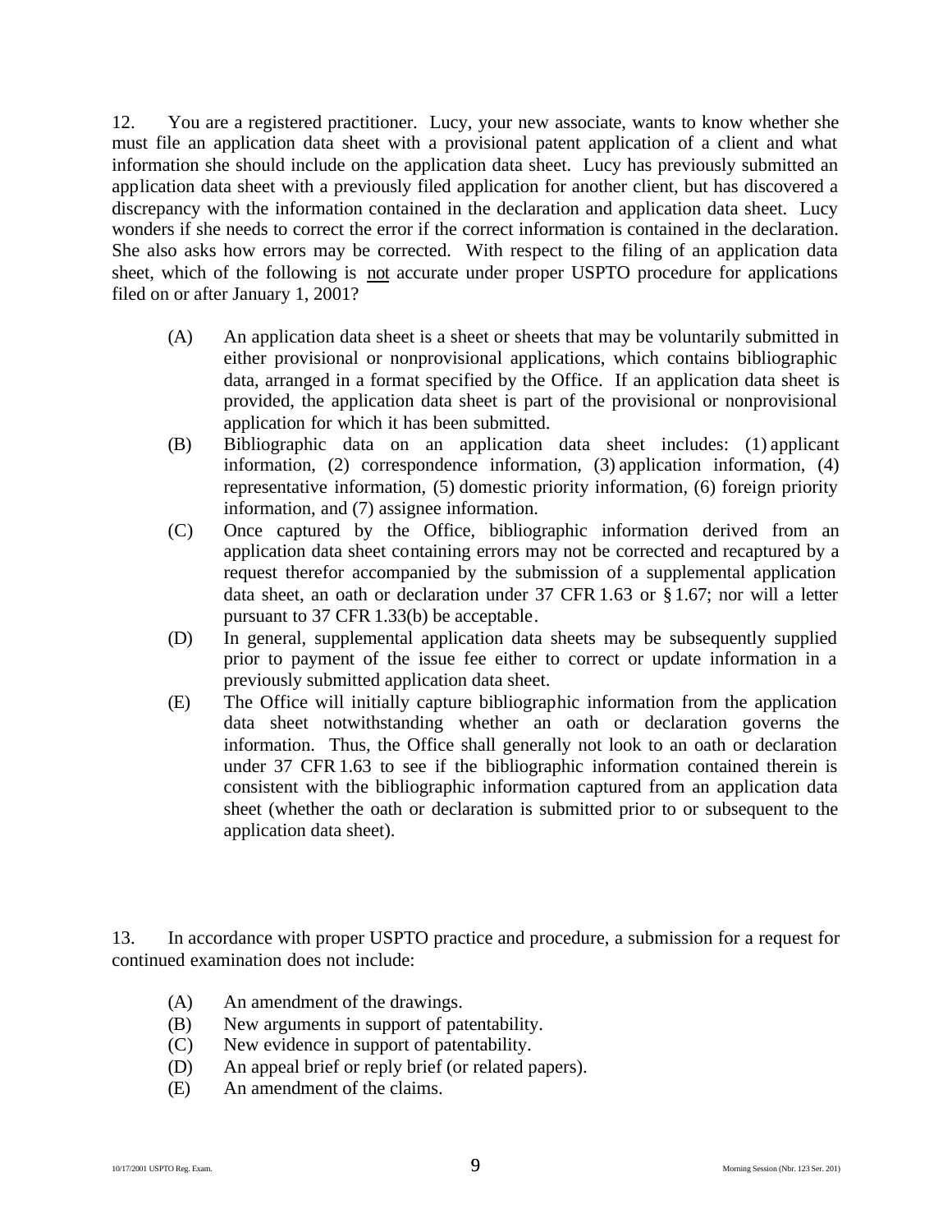12. You are a registered practitioner. Lucy, your new associate, wants to know whether she must file an application data sheet with a provisional patent application of a client and what information she should include on the application data sheet. Lucy has previously submitted an application data sheet with a previously filed application for another client, but has discovered a discrepancy with the information contained in the declaration and application data sheet. Lucy wonders if she needs to correct the error if the correct information is contained in the declaration. She also asks how errors may be corrected. With respect to the filing of an application data sheet, which of the following is not accurate under proper USPTO procedure for applications filed on or after January 1, 2001?

(A) An application data sheet is a sheet or sheets that may be voluntarily submitted in either provisional or nonprovisional applications, which contains bibliographic data, arranged in a format specified by the Office. If an application data sheet is provided, the application data sheet is part of the provisional or nonprovisional application for which it has been submitted.

(B) Bibliographic data on an application data sheet includes: (1) applicant information, (2) correspondence information, (3) application information, (4) representative information, (5) domestic priority information, (6) foreign priority information, and (7) assignee information.

(C) Once captured by the Office, bibliographic information derived from an application data sheet containing errors may not be corrected and recaptured by a request therefor accompanied by the submission of a supplemental application data sheet, an oath or declaration under 37 CFR 1.63 or § 1.67; nor will a letter pursuant to 37 CFR 1.33(b) be acceptable.

(D) In general, supplemental application data sheets may be subsequently supplied prior to payment of the issue fee either to correct or update information in a previously submitted application data sheet.

(E) The Office will initially capture bibliographic information from the application data sheet notwithstanding whether an oath or declaration governs the information. Thus, the Office shall generally not look to an oath or declaration under 37 CFR 1.63 to see if the bibliographic information contained therein is consistent with the bibliographic information captured from an application data sheet (whether the oath or declaration is submitted prior to or subsequent to the application data sheet).

13. In accordance with proper USPTO practice and procedure, a submission for a request for continued examination does not include:

(A) An amendment of the drawings.
(B) New arguments in support of patentability.
(C) New evidence in support of patentability.
(D) An appeal brief or reply brief (or related papers).
(E) An amendment of the claims.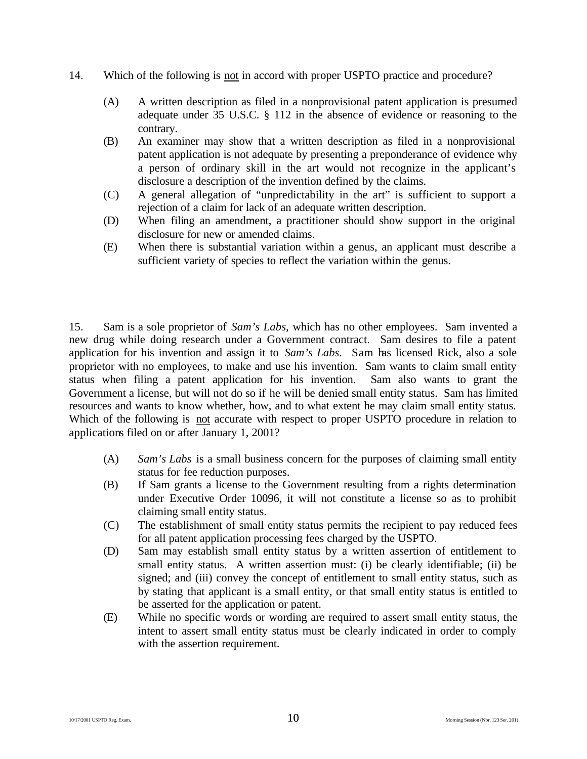14. Which of the following is <u>not</u> in accord with proper USPTO practice and procedure?

    (A) A written description as filed in a nonprovisional patent application is presumed adequate under 35 U.S.C. § 112 in the absence of evidence or reasoning to the contrary.
    
    (B) An examiner may show that a written description as filed in a nonprovisional patent application is not adequate by presenting a preponderance of evidence why a person of ordinary skill in the art would not recognize in the applicant's disclosure a description of the invention defined by the claims.
    
    (C) A general allegation of "unpredictability in the art" is sufficient to support a rejection of a claim for lack of an adequate written description.
    
    (D) When filing an amendment, a practitioner should show support in the original disclosure for new or amended claims.
    
    (E) When there is substantial variation within a genus, an applicant must describe a sufficient variety of species to reflect the variation within the genus.

15. Sam is a sole proprietor of *Sam's Labs,* which has no other employees. Sam invented a new drug while doing research under a Government contract. Sam desires to file a patent application for his invention and assign it to *Sam's Labs*. Sam has licensed Rick, also a sole proprietor with no employees, to make and use his invention. Sam wants to claim small entity status when filing a patent application for his invention. Sam also wants to grant the Government a license, but will not do so if he will be denied small entity status. Sam has limited resources and wants to know whether, how, and to what extent he may claim small entity status. Which of the following is <u>not</u> accurate with respect to proper USPTO procedure in relation to applications filed on or after January 1, 2001?

    (A) *Sam's Labs* is a small business concern for the purposes of claiming small entity status for fee reduction purposes.
    
    (B) If Sam grants a license to the Government resulting from a rights determination under Executive Order 10096, it will not constitute a license so as to prohibit claiming small entity status.
    
    (C) The establishment of small entity status permits the recipient to pay reduced fees for all patent application processing fees charged by the USPTO.
    
    (D) Sam may establish small entity status by a written assertion of entitlement to small entity status. A written assertion must: (i) be clearly identifiable; (ii) be signed; and (iii) convey the concept of entitlement to small entity status, such as by stating that applicant is a small entity, or that small entity status is entitled to be asserted for the application or patent.
    
    (E) While no specific words or wording are required to assert small entity status, the intent to assert small entity status must be clearly indicated in order to comply with the assertion requirement.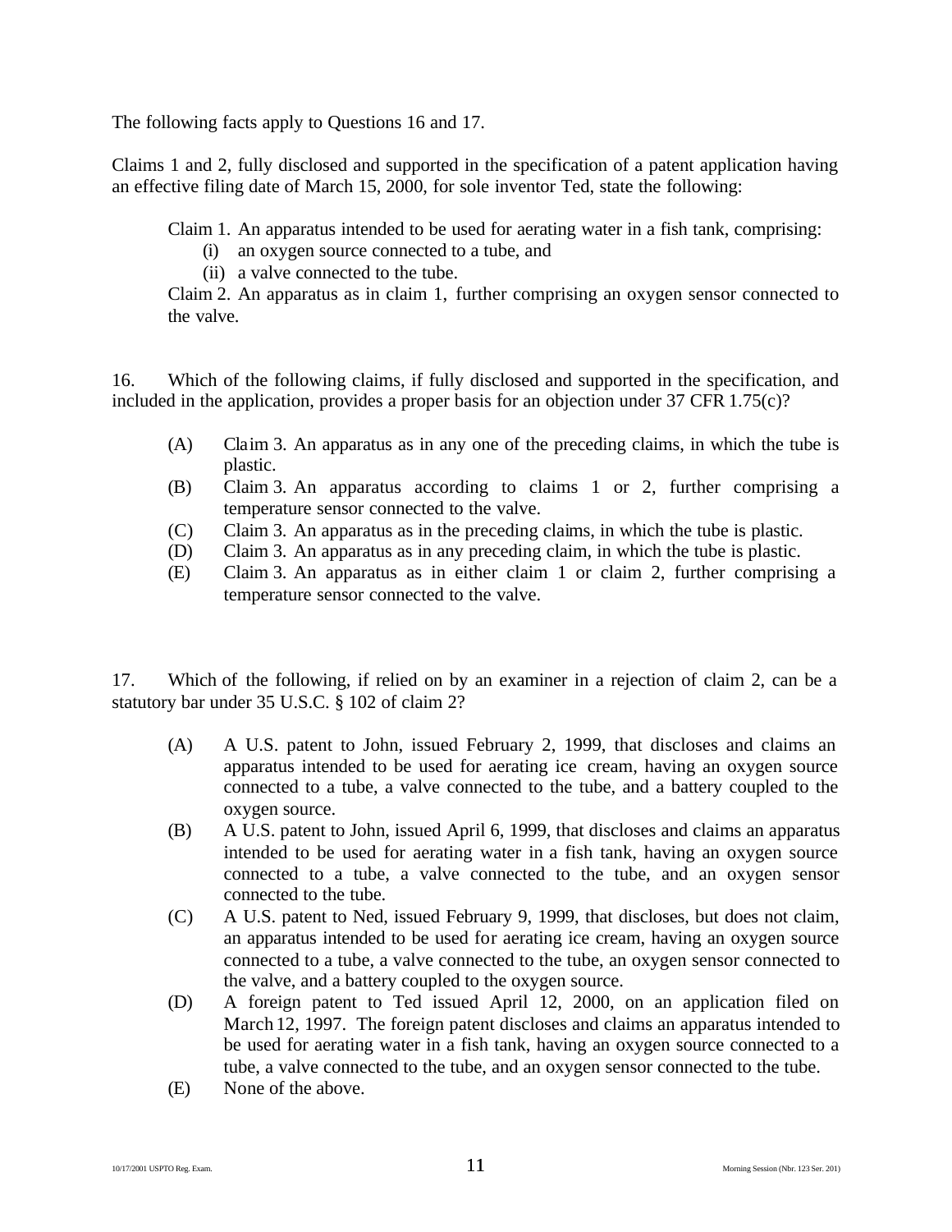The following facts apply to Questions 16 and 17.

Claims 1 and 2, fully disclosed and supported in the specification of a patent application having an effective filing date of March 15, 2000, for sole inventor Ted, state the following:

> Claim 1. An apparatus intended to be used for aerating water in a fish tank, comprising:
> (i) an oxygen source connected to a tube, and
> (ii) a valve connected to the tube.
>
> Claim 2. An apparatus as in claim 1, further comprising an oxygen sensor connected to the valve.

16. Which of the following claims, if fully disclosed and supported in the specification, and included in the application, provides a proper basis for an objection under 37 CFR 1.75(c)?

(A) Claim 3. An apparatus as in any one of the preceding claims, in which the tube is plastic.
(B) Claim 3. An apparatus according to claims 1 or 2, further comprising a temperature sensor connected to the valve.
(C) Claim 3. An apparatus as in the preceding claims, in which the tube is plastic.
(D) Claim 3. An apparatus as in any preceding claim, in which the tube is plastic.
(E) Claim 3. An apparatus as in either claim 1 or claim 2, further comprising a temperature sensor connected to the valve.

17. Which of the following, if relied on by an examiner in a rejection of claim 2, can be a statutory bar under 35 U.S.C. § 102 of claim 2?

(A) A U.S. patent to John, issued February 2, 1999, that discloses and claims an apparatus intended to be used for aerating ice cream, having an oxygen source connected to a tube, a valve connected to the tube, and a battery coupled to the oxygen source.
(B) A U.S. patent to John, issued April 6, 1999, that discloses and claims an apparatus intended to be used for aerating water in a fish tank, having an oxygen source connected to a tube, a valve connected to the tube, and an oxygen sensor connected to the tube.
(C) A U.S. patent to Ned, issued February 9, 1999, that discloses, but does not claim, an apparatus intended to be used for aerating ice cream, having an oxygen source connected to a tube, a valve connected to the tube, an oxygen sensor connected to the valve, and a battery coupled to the oxygen source.
(D) A foreign patent to Ted issued April 12, 2000, on an application filed on March 12, 1997. The foreign patent discloses and claims an apparatus intended to be used for aerating water in a fish tank, having an oxygen source connected to a tube, a valve connected to the tube, and an oxygen sensor connected to the tube.
(E) None of the above.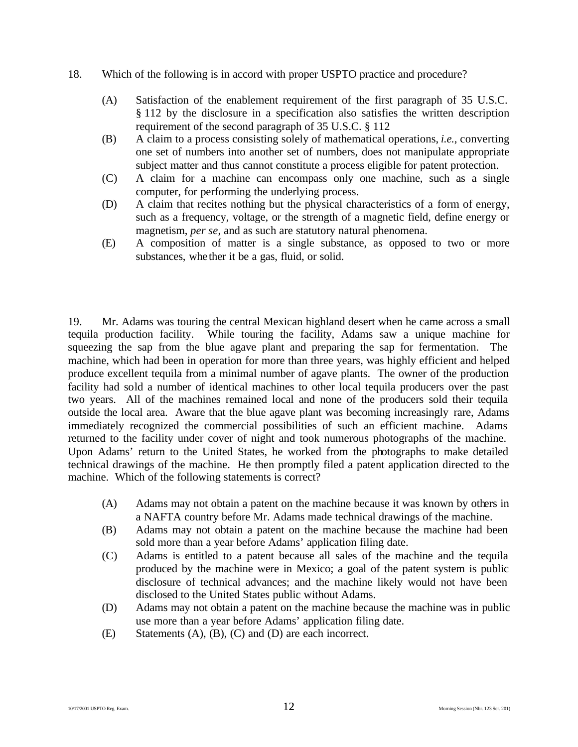18. Which of the following is in accord with proper USPTO practice and procedure?

(A) Satisfaction of the enablement requirement of the first paragraph of 35 U.S.C. § 112 by the disclosure in a specification also satisfies the written description requirement of the second paragraph of 35 U.S.C. § 112

(B) A claim to a process consisting solely of mathematical operations, *i.e.*, converting one set of numbers into another set of numbers, does not manipulate appropriate subject matter and thus cannot constitute a process eligible for patent protection.

(C) A claim for a machine can encompass only one machine, such as a single computer, for performing the underlying process.

(D) A claim that recites nothing but the physical characteristics of a form of energy, such as a frequency, voltage, or the strength of a magnetic field, define energy or magnetism, *per se*, and as such are statutory natural phenomena.

(E) A composition of matter is a single substance, as opposed to two or more substances, whether it be a gas, fluid, or solid.

19. Mr. Adams was touring the central Mexican highland desert when he came across a small tequila production facility. While touring the facility, Adams saw a unique machine for squeezing the sap from the blue agave plant and preparing the sap for fermentation. The machine, which had been in operation for more than three years, was highly efficient and helped produce excellent tequila from a minimal number of agave plants. The owner of the production facility had sold a number of identical machines to other local tequila producers over the past two years. All of the machines remained local and none of the producers sold their tequila outside the local area. Aware that the blue agave plant was becoming increasingly rare, Adams immediately recognized the commercial possibilities of such an efficient machine. Adams returned to the facility under cover of night and took numerous photographs of the machine. Upon Adams' return to the United States, he worked from the photographs to make detailed technical drawings of the machine. He then promptly filed a patent application directed to the machine. Which of the following statements is correct?

(A) Adams may not obtain a patent on the machine because it was known by others in a NAFTA country before Mr. Adams made technical drawings of the machine.

(B) Adams may not obtain a patent on the machine because the machine had been sold more than a year before Adams' application filing date.

(C) Adams is entitled to a patent because all sales of the machine and the tequila produced by the machine were in Mexico; a goal of the patent system is public disclosure of technical advances; and the machine likely would not have been disclosed to the United States public without Adams.

(D) Adams may not obtain a patent on the machine because the machine was in public use more than a year before Adams' application filing date.

(E) Statements (A), (B), (C) and (D) are each incorrect.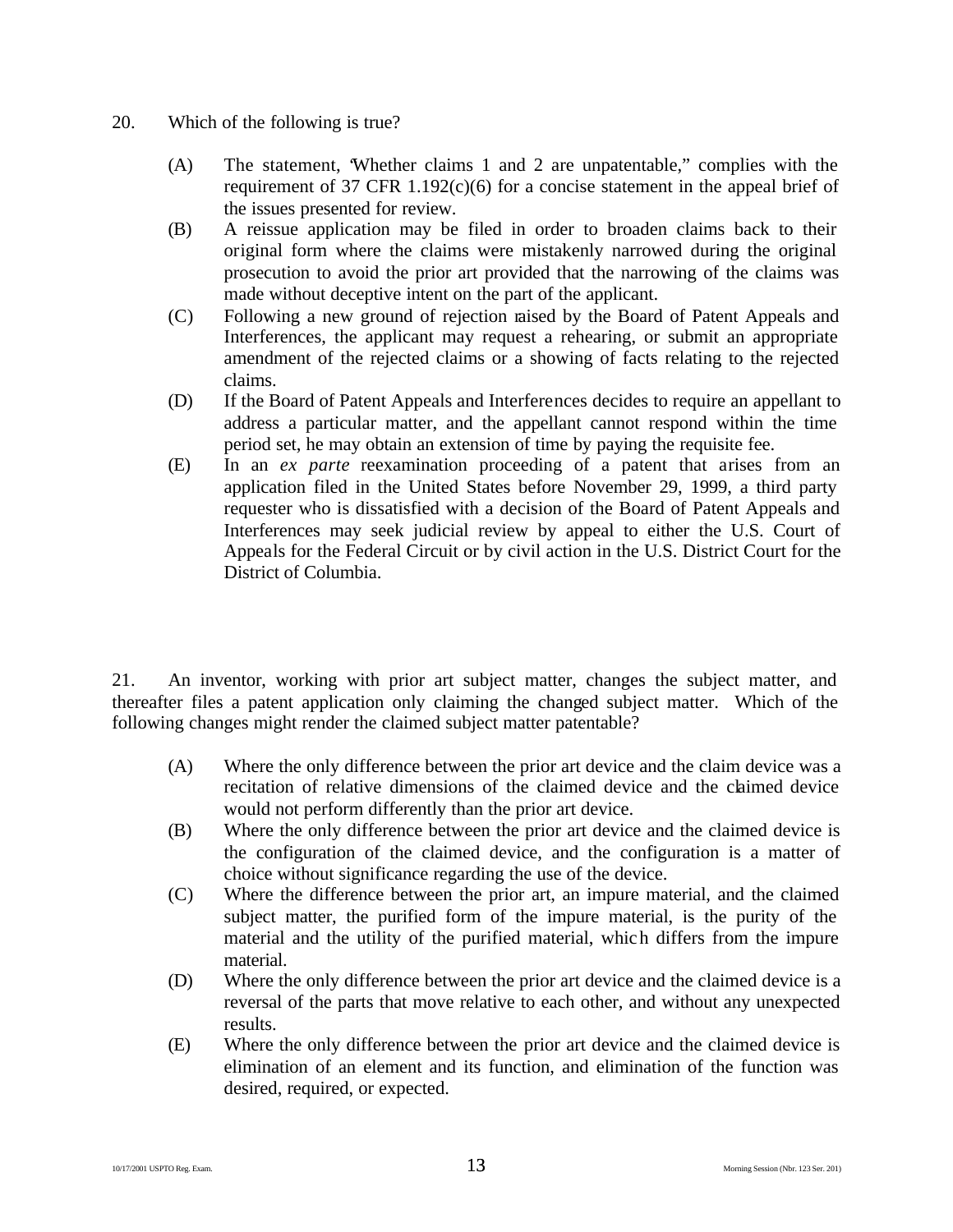20. Which of the following is true?

(A) The statement, "Whether claims 1 and 2 are unpatentable," complies with the requirement of 37 CFR 1.192(c)(6) for a concise statement in the appeal brief of the issues presented for review.

(B) A reissue application may be filed in order to broaden claims back to their original form where the claims were mistakenly narrowed during the original prosecution to avoid the prior art provided that the narrowing of the claims was made without deceptive intent on the part of the applicant.

(C) Following a new ground of rejection raised by the Board of Patent Appeals and Interferences, the applicant may request a rehearing, or submit an appropriate amendment of the rejected claims or a showing of facts relating to the rejected claims.

(D) If the Board of Patent Appeals and Interferences decides to require an appellant to address a particular matter, and the appellant cannot respond within the time period set, he may obtain an extension of time by paying the requisite fee.

(E) In an *ex parte* reexamination proceeding of a patent that arises from an application filed in the United States before November 29, 1999, a third party requester who is dissatisfied with a decision of the Board of Patent Appeals and Interferences may seek judicial review by appeal to either the U.S. Court of Appeals for the Federal Circuit or by civil action in the U.S. District Court for the District of Columbia.

21. An inventor, working with prior art subject matter, changes the subject matter, and thereafter files a patent application only claiming the changed subject matter. Which of the following changes might render the claimed subject matter patentable?

(A) Where the only difference between the prior art device and the claim device was a recitation of relative dimensions of the claimed device and the claimed device would not perform differently than the prior art device.

(B) Where the only difference between the prior art device and the claimed device is the configuration of the claimed device, and the configuration is a matter of choice without significance regarding the use of the device.

(C) Where the difference between the prior art, an impure material, and the claimed subject matter, the purified form of the impure material, is the purity of the material and the utility of the purified material, which differs from the impure material.

(D) Where the only difference between the prior art device and the claimed device is a reversal of the parts that move relative to each other, and without any unexpected results.

(E) Where the only difference between the prior art device and the claimed device is elimination of an element and its function, and elimination of the function was desired, required, or expected.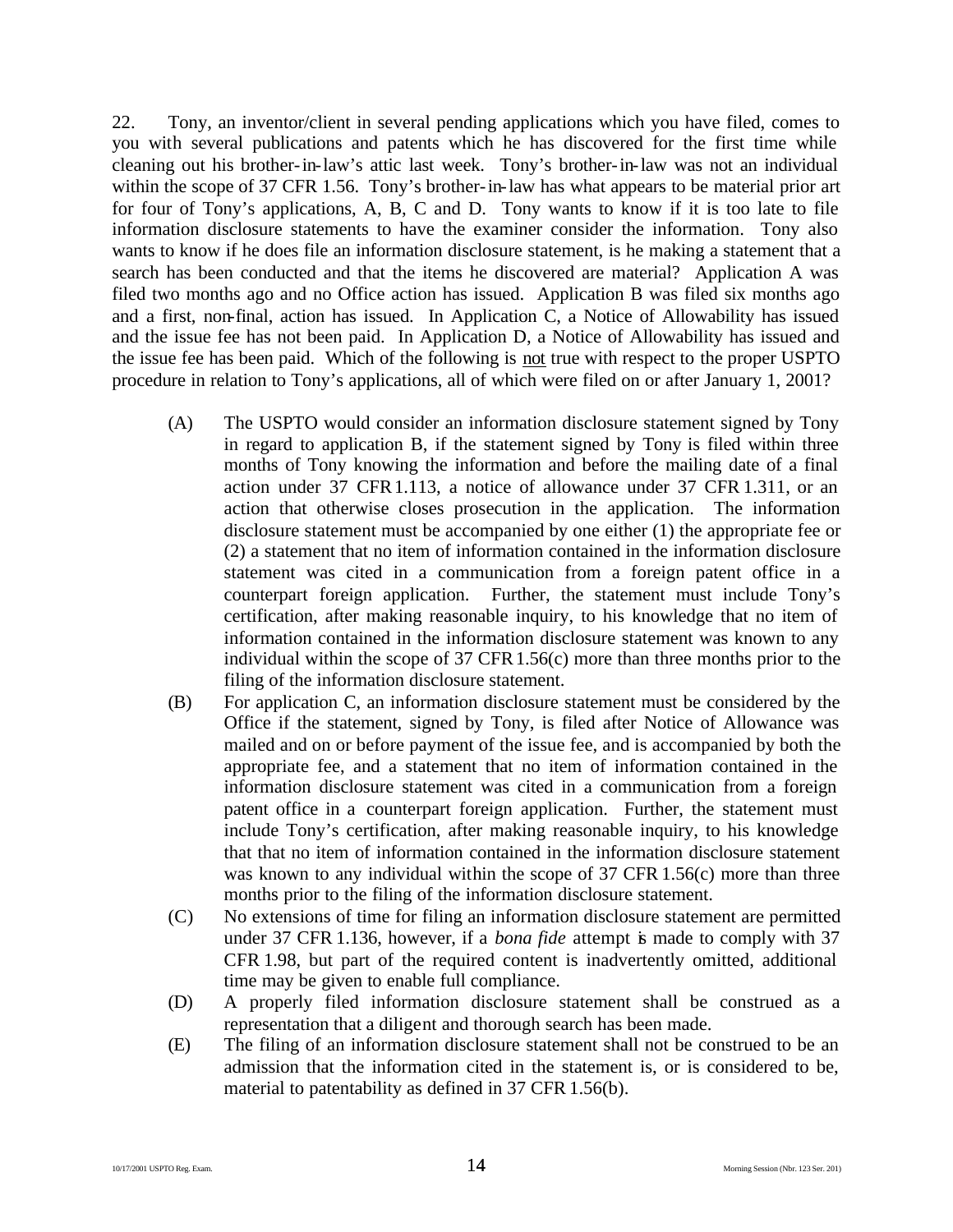22. Tony, an inventor/client in several pending applications which you have filed, comes to you with several publications and patents which he has discovered for the first time while cleaning out his brother-in-law's attic last week. Tony's brother-in-law was not an individual within the scope of 37 CFR 1.56. Tony's brother-in-law has what appears to be material prior art for four of Tony's applications, A, B, C and D. Tony wants to know if it is too late to file information disclosure statements to have the examiner consider the information. Tony also wants to know if he does file an information disclosure statement, is he making a statement that a search has been conducted and that the items he discovered are material? Application A was filed two months ago and no Office action has issued. Application B was filed six months ago and a first, non-final, action has issued. In Application C, a Notice of Allowability has issued and the issue fee has not been paid. In Application D, a Notice of Allowability has issued and the issue fee has been paid. Which of the following is not true with respect to the proper USPTO procedure in relation to Tony's applications, all of which were filed on or after January 1, 2001?

(A) The USPTO would consider an information disclosure statement signed by Tony in regard to application B, if the statement signed by Tony is filed within three months of Tony knowing the information and before the mailing date of a final action under 37 CFR 1.113, a notice of allowance under 37 CFR 1.311, or an action that otherwise closes prosecution in the application. The information disclosure statement must be accompanied by one either (1) the appropriate fee or (2) a statement that no item of information contained in the information disclosure statement was cited in a communication from a foreign patent office in a counterpart foreign application. Further, the statement must include Tony's certification, after making reasonable inquiry, to his knowledge that no item of information contained in the information disclosure statement was known to any individual within the scope of 37 CFR 1.56(c) more than three months prior to the filing of the information disclosure statement.

(B) For application C, an information disclosure statement must be considered by the Office if the statement, signed by Tony, is filed after Notice of Allowance was mailed and on or before payment of the issue fee, and is accompanied by both the appropriate fee, and a statement that no item of information contained in the information disclosure statement was cited in a communication from a foreign patent office in a counterpart foreign application. Further, the statement must include Tony's certification, after making reasonable inquiry, to his knowledge that that no item of information contained in the information disclosure statement was known to any individual within the scope of 37 CFR 1.56(c) more than three months prior to the filing of the information disclosure statement.

(C) No extensions of time for filing an information disclosure statement are permitted under 37 CFR 1.136, however, if a *bona fide* attempt is made to comply with 37 CFR 1.98, but part of the required content is inadvertently omitted, additional time may be given to enable full compliance.

(D) A properly filed information disclosure statement shall be construed as a representation that a diligent and thorough search has been made.

(E) The filing of an information disclosure statement shall not be construed to be an admission that the information cited in the statement is, or is considered to be, material to patentability as defined in 37 CFR 1.56(b).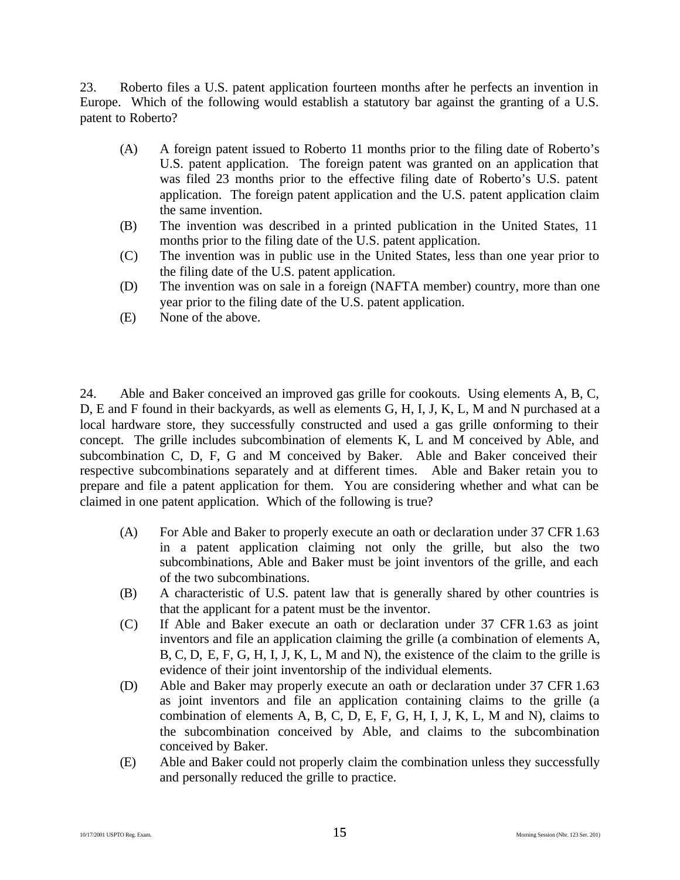23. Roberto files a U.S. patent application fourteen months after he perfects an invention in Europe. Which of the following would establish a statutory bar against the granting of a U.S. patent to Roberto?

(A) A foreign patent issued to Roberto 11 months prior to the filing date of Roberto's U.S. patent application. The foreign patent was granted on an application that was filed 23 months prior to the effective filing date of Roberto's U.S. patent application. The foreign patent application and the U.S. patent application claim the same invention.

(B) The invention was described in a printed publication in the United States, 11 months prior to the filing date of the U.S. patent application.

(C) The invention was in public use in the United States, less than one year prior to the filing date of the U.S. patent application.

(D) The invention was on sale in a foreign (NAFTA member) country, more than one year prior to the filing date of the U.S. patent application.

(E) None of the above.

24. Able and Baker conceived an improved gas grille for cookouts. Using elements A, B, C, D, E and F found in their backyards, as well as elements G, H, I, J, K, L, M and N purchased at a local hardware store, they successfully constructed and used a gas grille conforming to their concept. The grille includes subcombination of elements K, L and M conceived by Able, and subcombination C, D, F, G and M conceived by Baker. Able and Baker conceived their respective subcombinations separately and at different times. Able and Baker retain you to prepare and file a patent application for them. You are considering whether and what can be claimed in one patent application. Which of the following is true?

(A) For Able and Baker to properly execute an oath or declaration under 37 CFR 1.63 in a patent application claiming not only the grille, but also the two subcombinations, Able and Baker must be joint inventors of the grille, and each of the two subcombinations.

(B) A characteristic of U.S. patent law that is generally shared by other countries is that the applicant for a patent must be the inventor.

(C) If Able and Baker execute an oath or declaration under 37 CFR 1.63 as joint inventors and file an application claiming the grille (a combination of elements A, B, C, D, E, F, G, H, I, J, K, L, M and N), the existence of the claim to the grille is evidence of their joint inventorship of the individual elements.

(D) Able and Baker may properly execute an oath or declaration under 37 CFR 1.63 as joint inventors and file an application containing claims to the grille (a combination of elements A, B, C, D, E, F, G, H, I, J, K, L, M and N), claims to the subcombination conceived by Able, and claims to the subcombination conceived by Baker.

(E) Able and Baker could not properly claim the combination unless they successfully and personally reduced the grille to practice.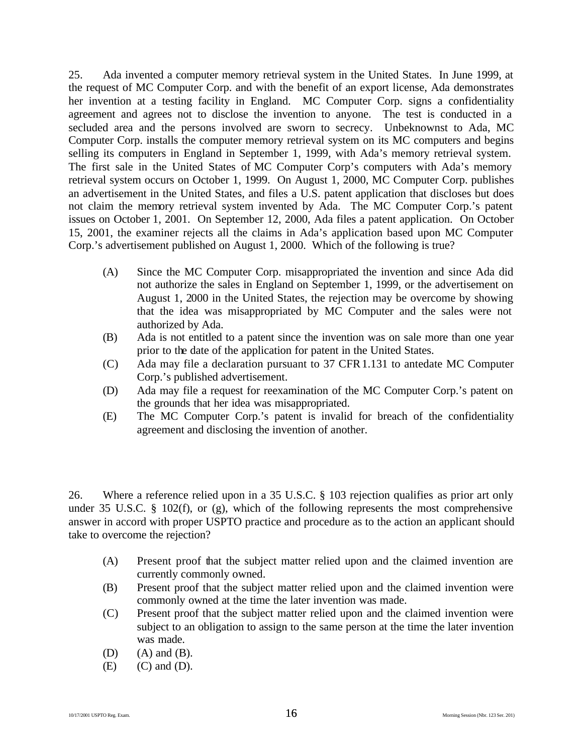25. Ada invented a computer memory retrieval system in the United States. In June 1999, at the request of MC Computer Corp. and with the benefit of an export license, Ada demonstrates her invention at a testing facility in England. MC Computer Corp. signs a confidentiality agreement and agrees not to disclose the invention to anyone. The test is conducted in a secluded area and the persons involved are sworn to secrecy. Unbeknownst to Ada, MC Computer Corp. installs the computer memory retrieval system on its MC computers and begins selling its computers in England in September 1, 1999, with Ada's memory retrieval system. The first sale in the United States of MC Computer Corp's computers with Ada's memory retrieval system occurs on October 1, 1999. On August 1, 2000, MC Computer Corp. publishes an advertisement in the United States, and files a U.S. patent application that discloses but does not claim the memory retrieval system invented by Ada. The MC Computer Corp.'s patent issues on October 1, 2001. On September 12, 2000, Ada files a patent application. On October 15, 2001, the examiner rejects all the claims in Ada's application based upon MC Computer Corp.'s advertisement published on August 1, 2000. Which of the following is true?

(A) Since the MC Computer Corp. misappropriated the invention and since Ada did not authorize the sales in England on September 1, 1999, or the advertisement on August 1, 2000 in the United States, the rejection may be overcome by showing that the idea was misappropriated by MC Computer and the sales were not authorized by Ada.

(B) Ada is not entitled to a patent since the invention was on sale more than one year prior to the date of the application for patent in the United States.

(C) Ada may file a declaration pursuant to 37 CFR 1.131 to antedate MC Computer Corp.'s published advertisement.

(D) Ada may file a request for reexamination of the MC Computer Corp.'s patent on the grounds that her idea was misappropriated.

(E) The MC Computer Corp.'s patent is invalid for breach of the confidentiality agreement and disclosing the invention of another.

26. Where a reference relied upon in a 35 U.S.C. § 103 rejection qualifies as prior art only under 35 U.S.C. § 102(f), or (g), which of the following represents the most comprehensive answer in accord with proper USPTO practice and procedure as to the action an applicant should take to overcome the rejection?

(A) Present proof that the subject matter relied upon and the claimed invention are currently commonly owned.

(B) Present proof that the subject matter relied upon and the claimed invention were commonly owned at the time the later invention was made.

(C) Present proof that the subject matter relied upon and the claimed invention were subject to an obligation to assign to the same person at the time the later invention was made.

(D) (A) and (B).

(E) (C) and (D).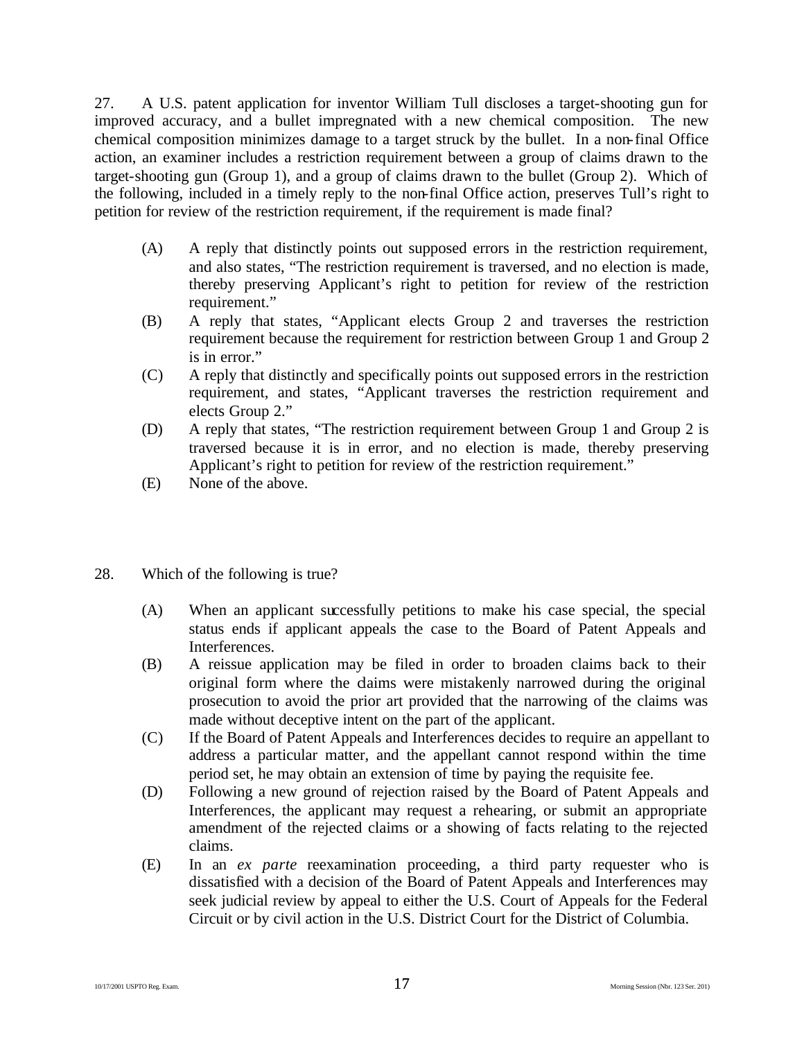27. A U.S. patent application for inventor William Tull discloses a target-shooting gun for improved accuracy, and a bullet impregnated with a new chemical composition. The new chemical composition minimizes damage to a target struck by the bullet. In a non-final Office action, an examiner includes a restriction requirement between a group of claims drawn to the target-shooting gun (Group 1), and a group of claims drawn to the bullet (Group 2). Which of the following, included in a timely reply to the non-final Office action, preserves Tull's right to petition for review of the restriction requirement, if the requirement is made final?

- (A) A reply that distinctly points out supposed errors in the restriction requirement, and also states, "The restriction requirement is traversed, and no election is made, thereby preserving Applicant's right to petition for review of the restriction requirement."
- (B) A reply that states, "Applicant elects Group 2 and traverses the restriction requirement because the requirement for restriction between Group 1 and Group 2 is in error."
- (C) A reply that distinctly and specifically points out supposed errors in the restriction requirement, and states, "Applicant traverses the restriction requirement and elects Group 2."
- (D) A reply that states, "The restriction requirement between Group 1 and Group 2 is traversed because it is in error, and no election is made, thereby preserving Applicant's right to petition for review of the restriction requirement."
- (E) None of the above.

28. Which of the following is true?

- (A) When an applicant successfully petitions to make his case special, the special status ends if applicant appeals the case to the Board of Patent Appeals and Interferences.
- (B) A reissue application may be filed in order to broaden claims back to their original form where the claims were mistakenly narrowed during the original prosecution to avoid the prior art provided that the narrowing of the claims was made without deceptive intent on the part of the applicant.
- (C) If the Board of Patent Appeals and Interferences decides to require an appellant to address a particular matter, and the appellant cannot respond within the time period set, he may obtain an extension of time by paying the requisite fee.
- (D) Following a new ground of rejection raised by the Board of Patent Appeals and Interferences, the applicant may request a rehearing, or submit an appropriate amendment of the rejected claims or a showing of facts relating to the rejected claims.
- (E) In an *ex parte* reexamination proceeding, a third party requester who is dissatisfied with a decision of the Board of Patent Appeals and Interferences may seek judicial review by appeal to either the U.S. Court of Appeals for the Federal Circuit or by civil action in the U.S. District Court for the District of Columbia.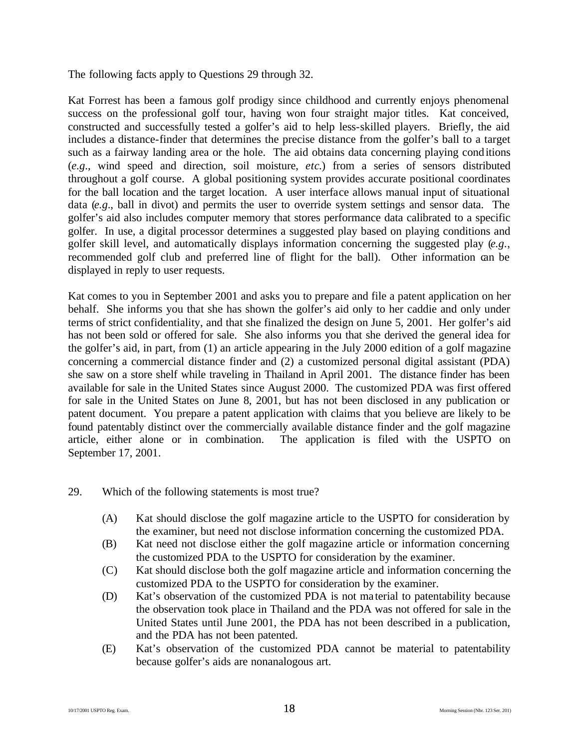The following facts apply to Questions 29 through 32.

Kat Forrest has been a famous golf prodigy since childhood and currently enjoys phenomenal success on the professional golf tour, having won four straight major titles. Kat conceived, constructed and successfully tested a golfer's aid to help less-skilled players. Briefly, the aid includes a distance-finder that determines the precise distance from the golfer's ball to a target such as a fairway landing area or the hole. The aid obtains data concerning playing conditions (*e.g.*, wind speed and direction, soil moisture, *etc.*) from a series of sensors distributed throughout a golf course. A global positioning system provides accurate positional coordinates for the ball location and the target location. A user interface allows manual input of situational data (*e.g.*, ball in divot) and permits the user to override system settings and sensor data. The golfer's aid also includes computer memory that stores performance data calibrated to a specific golfer. In use, a digital processor determines a suggested play based on playing conditions and golfer skill level, and automatically displays information concerning the suggested play (*e.g.*, recommended golf club and preferred line of flight for the ball). Other information can be displayed in reply to user requests.

Kat comes to you in September 2001 and asks you to prepare and file a patent application on her behalf. She informs you that she has shown the golfer's aid only to her caddie and only under terms of strict confidentiality, and that she finalized the design on June 5, 2001. Her golfer's aid has not been sold or offered for sale. She also informs you that she derived the general idea for the golfer's aid, in part, from (1) an article appearing in the July 2000 edition of a golf magazine concerning a commercial distance finder and (2) a customized personal digital assistant (PDA) she saw on a store shelf while traveling in Thailand in April 2001. The distance finder has been available for sale in the United States since August 2000. The customized PDA was first offered for sale in the United States on June 8, 2001, but has not been disclosed in any publication or patent document. You prepare a patent application with claims that you believe are likely to be found patentably distinct over the commercially available distance finder and the golf magazine article, either alone or in combination. The application is filed with the USPTO on September 17, 2001.

29. Which of the following statements is most true?

(A) Kat should disclose the golf magazine article to the USPTO for consideration by the examiner, but need not disclose information concerning the customized PDA.

(B) Kat need not disclose either the golf magazine article or information concerning the customized PDA to the USPTO for consideration by the examiner.

(C) Kat should disclose both the golf magazine article and information concerning the customized PDA to the USPTO for consideration by the examiner.

(D) Kat's observation of the customized PDA is not material to patentability because the observation took place in Thailand and the PDA was not offered for sale in the United States until June 2001, the PDA has not been described in a publication, and the PDA has not been patented.

(E) Kat's observation of the customized PDA cannot be material to patentability because golfer's aids are nonanalogous art.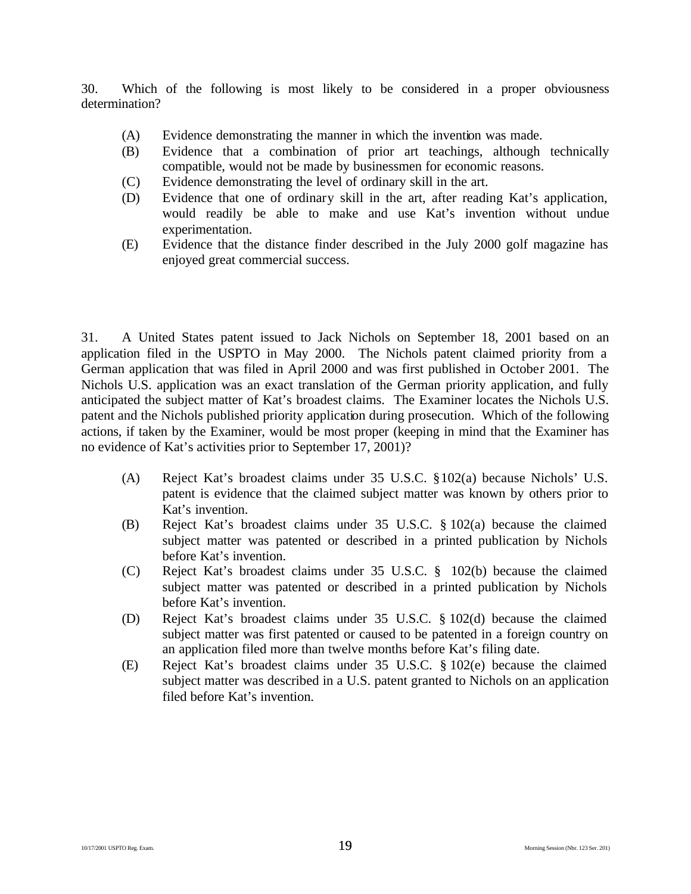30. Which of the following is most likely to be considered in a proper obviousness determination?

(A) Evidence demonstrating the manner in which the invention was made.
(B) Evidence that a combination of prior art teachings, although technically compatible, would not be made by businessmen for economic reasons.
(C) Evidence demonstrating the level of ordinary skill in the art.
(D) Evidence that one of ordinary skill in the art, after reading Kat's application, would readily be able to make and use Kat's invention without undue experimentation.
(E) Evidence that the distance finder described in the July 2000 golf magazine has enjoyed great commercial success.

31. A United States patent issued to Jack Nichols on September 18, 2001 based on an application filed in the USPTO in May 2000. The Nichols patent claimed priority from a German application that was filed in April 2000 and was first published in October 2001. The Nichols U.S. application was an exact translation of the German priority application, and fully anticipated the subject matter of Kat's broadest claims. The Examiner locates the Nichols U.S. patent and the Nichols published priority application during prosecution. Which of the following actions, if taken by the Examiner, would be most proper (keeping in mind that the Examiner has no evidence of Kat's activities prior to September 17, 2001)?

(A) Reject Kat's broadest claims under 35 U.S.C. §102(a) because Nichols' U.S. patent is evidence that the claimed subject matter was known by others prior to Kat's invention.
(B) Reject Kat's broadest claims under 35 U.S.C. § 102(a) because the claimed subject matter was patented or described in a printed publication by Nichols before Kat's invention.
(C) Reject Kat's broadest claims under 35 U.S.C. § 102(b) because the claimed subject matter was patented or described in a printed publication by Nichols before Kat's invention.
(D) Reject Kat's broadest claims under 35 U.S.C. § 102(d) because the claimed subject matter was first patented or caused to be patented in a foreign country on an application filed more than twelve months before Kat's filing date.
(E) Reject Kat's broadest claims under 35 U.S.C. § 102(e) because the claimed subject matter was described in a U.S. patent granted to Nichols on an application filed before Kat's invention.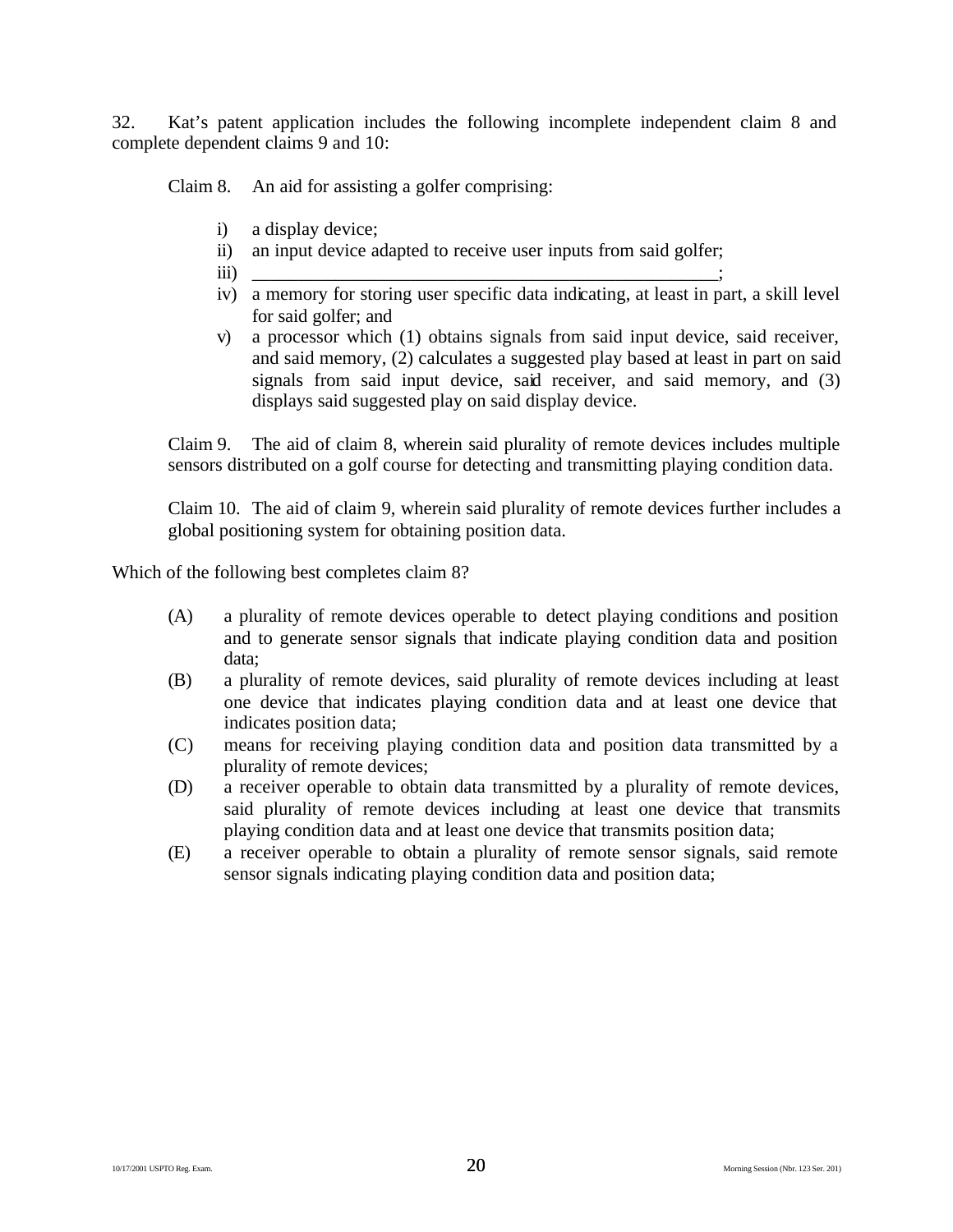32. Kat's patent application includes the following incomplete independent claim 8 and complete dependent claims 9 and 10:

Claim 8. An aid for assisting a golfer comprising:

i) a display device;
ii) an input device adapted to receive user inputs from said golfer;
iii) ____________________________________________________;
iv) a memory for storing user specific data indicating, at least in part, a skill level for said golfer; and
v) a processor which (1) obtains signals from said input device, said receiver, and said memory, (2) calculates a suggested play based at least in part on said signals from said input device, said receiver, and said memory, and (3) displays said suggested play on said display device.

Claim 9. The aid of claim 8, wherein said plurality of remote devices includes multiple sensors distributed on a golf course for detecting and transmitting playing condition data.

Claim 10. The aid of claim 9, wherein said plurality of remote devices further includes a global positioning system for obtaining position data.

Which of the following best completes claim 8?

(A) a plurality of remote devices operable to detect playing conditions and position and to generate sensor signals that indicate playing condition data and position data;

(B) a plurality of remote devices, said plurality of remote devices including at least one device that indicates playing condition data and at least one device that indicates position data;

(C) means for receiving playing condition data and position data transmitted by a plurality of remote devices;

(D) a receiver operable to obtain data transmitted by a plurality of remote devices, said plurality of remote devices including at least one device that transmits playing condition data and at least one device that transmits position data;

(E) a receiver operable to obtain a plurality of remote sensor signals, said remote sensor signals indicating playing condition data and position data;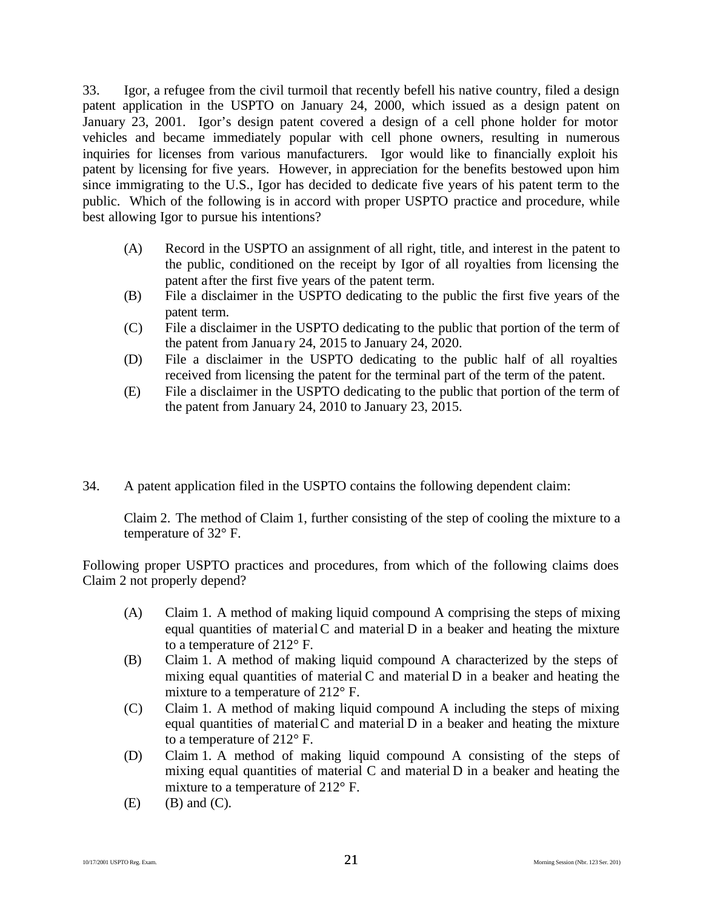33. Igor, a refugee from the civil turmoil that recently befell his native country, filed a design patent application in the USPTO on January 24, 2000, which issued as a design patent on January 23, 2001. Igor's design patent covered a design of a cell phone holder for motor vehicles and became immediately popular with cell phone owners, resulting in numerous inquiries for licenses from various manufacturers. Igor would like to financially exploit his patent by licensing for five years. However, in appreciation for the benefits bestowed upon him since immigrating to the U.S., Igor has decided to dedicate five years of his patent term to the public. Which of the following is in accord with proper USPTO practice and procedure, while best allowing Igor to pursue his intentions?

(A) Record in the USPTO an assignment of all right, title, and interest in the patent to the public, conditioned on the receipt by Igor of all royalties from licensing the patent after the first five years of the patent term.
(B) File a disclaimer in the USPTO dedicating to the public the first five years of the patent term.
(C) File a disclaimer in the USPTO dedicating to the public that portion of the term of the patent from January 24, 2015 to January 24, 2020.
(D) File a disclaimer in the USPTO dedicating to the public half of all royalties received from licensing the patent for the terminal part of the term of the patent.
(E) File a disclaimer in the USPTO dedicating to the public that portion of the term of the patent from January 24, 2010 to January 23, 2015.

34. A patent application filed in the USPTO contains the following dependent claim:

Claim 2. The method of Claim 1, further consisting of the step of cooling the mixture to a temperature of 32° F.

Following proper USPTO practices and procedures, from which of the following claims does Claim 2 not properly depend?

(A) Claim 1. A method of making liquid compound A comprising the steps of mixing equal quantities of material C and material D in a beaker and heating the mixture to a temperature of 212° F.
(B) Claim 1. A method of making liquid compound A characterized by the steps of mixing equal quantities of material C and material D in a beaker and heating the mixture to a temperature of 212° F.
(C) Claim 1. A method of making liquid compound A including the steps of mixing equal quantities of material C and material D in a beaker and heating the mixture to a temperature of 212° F.
(D) Claim 1. A method of making liquid compound A consisting of the steps of mixing equal quantities of material C and material D in a beaker and heating the mixture to a temperature of 212° F.
(E) (B) and (C).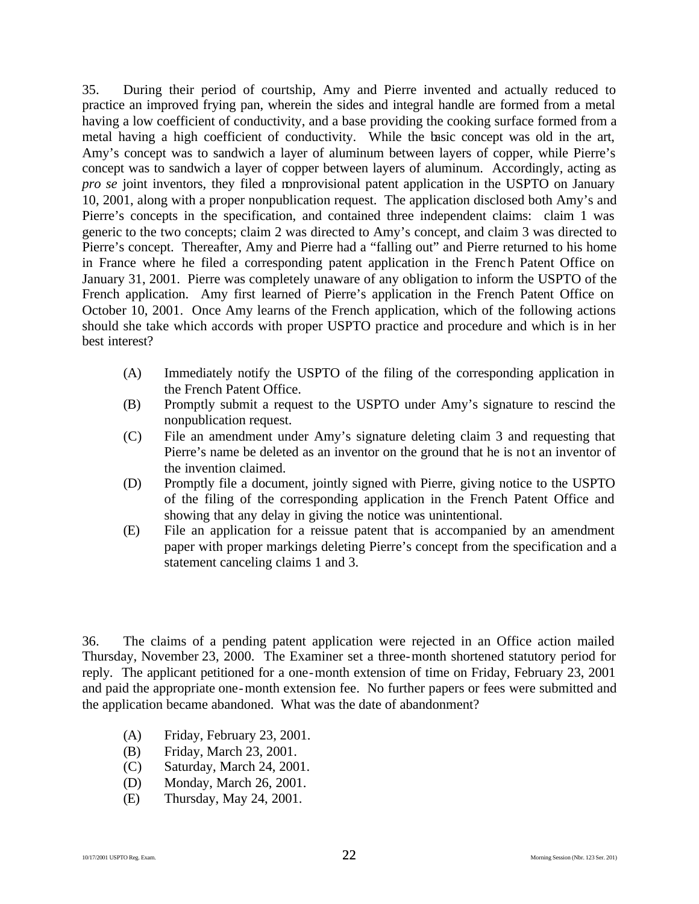35. During their period of courtship, Amy and Pierre invented and actually reduced to practice an improved frying pan, wherein the sides and integral handle are formed from a metal having a low coefficient of conductivity, and a base providing the cooking surface formed from a metal having a high coefficient of conductivity. While the basic concept was old in the art, Amy's concept was to sandwich a layer of aluminum between layers of copper, while Pierre's concept was to sandwich a layer of copper between layers of aluminum. Accordingly, acting as *pro se* joint inventors, they filed a nonprovisional patent application in the USPTO on January 10, 2001, along with a proper nonpublication request. The application disclosed both Amy's and Pierre's concepts in the specification, and contained three independent claims: claim 1 was generic to the two concepts; claim 2 was directed to Amy's concept, and claim 3 was directed to Pierre's concept. Thereafter, Amy and Pierre had a "falling out" and Pierre returned to his home in France where he filed a corresponding patent application in the French Patent Office on January 31, 2001. Pierre was completely unaware of any obligation to inform the USPTO of the French application. Amy first learned of Pierre's application in the French Patent Office on October 10, 2001. Once Amy learns of the French application, which of the following actions should she take which accords with proper USPTO practice and procedure and which is in her best interest?

(A) Immediately notify the USPTO of the filing of the corresponding application in the French Patent Office.
(B) Promptly submit a request to the USPTO under Amy's signature to rescind the nonpublication request.
(C) File an amendment under Amy's signature deleting claim 3 and requesting that Pierre's name be deleted as an inventor on the ground that he is not an inventor of the invention claimed.
(D) Promptly file a document, jointly signed with Pierre, giving notice to the USPTO of the filing of the corresponding application in the French Patent Office and showing that any delay in giving the notice was unintentional.
(E) File an application for a reissue patent that is accompanied by an amendment paper with proper markings deleting Pierre's concept from the specification and a statement canceling claims 1 and 3.

36. The claims of a pending patent application were rejected in an Office action mailed Thursday, November 23, 2000. The Examiner set a three-month shortened statutory period for reply. The applicant petitioned for a one-month extension of time on Friday, February 23, 2001 and paid the appropriate one-month extension fee. No further papers or fees were submitted and the application became abandoned. What was the date of abandonment?

(A) Friday, February 23, 2001.
(B) Friday, March 23, 2001.
(C) Saturday, March 24, 2001.
(D) Monday, March 26, 2001.
(E) Thursday, May 24, 2001.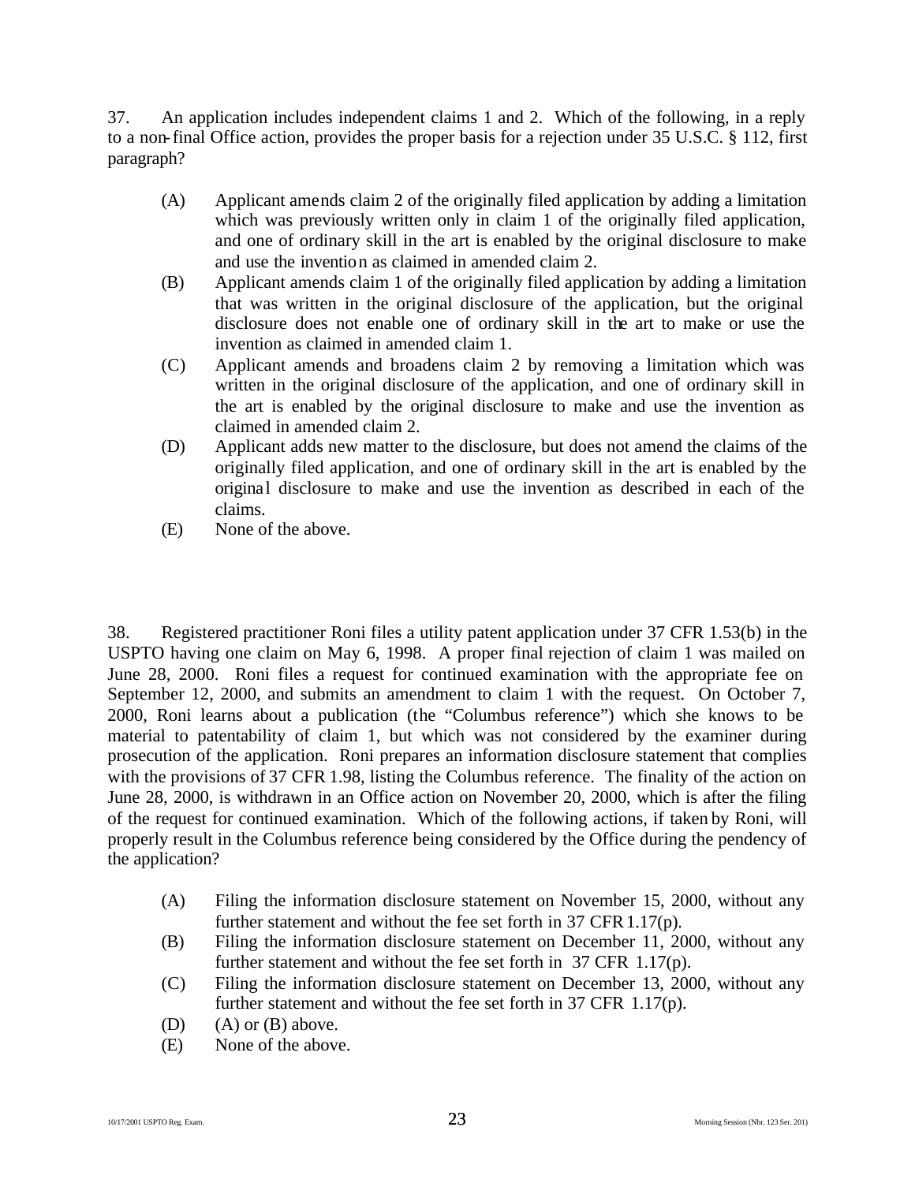37. An application includes independent claims 1 and 2. Which of the following, in a reply to a non-final Office action, provides the proper basis for a rejection under 35 U.S.C. § 112, first paragraph?

- (A) Applicant amends claim 2 of the originally filed application by adding a limitation which was previously written only in claim 1 of the originally filed application, and one of ordinary skill in the art is enabled by the original disclosure to make and use the invention as claimed in amended claim 2.
- (B) Applicant amends claim 1 of the originally filed application by adding a limitation that was written in the original disclosure of the application, but the original disclosure does not enable one of ordinary skill in the art to make or use the invention as claimed in amended claim 1.
- (C) Applicant amends and broadens claim 2 by removing a limitation which was written in the original disclosure of the application, and one of ordinary skill in the art is enabled by the original disclosure to make and use the invention as claimed in amended claim 2.
- (D) Applicant adds new matter to the disclosure, but does not amend the claims of the originally filed application, and one of ordinary skill in the art is enabled by the original disclosure to make and use the invention as described in each of the claims.
- (E) None of the above.

38. Registered practitioner Roni files a utility patent application under 37 CFR 1.53(b) in the USPTO having one claim on May 6, 1998. A proper final rejection of claim 1 was mailed on June 28, 2000. Roni files a request for continued examination with the appropriate fee on September 12, 2000, and submits an amendment to claim 1 with the request. On October 7, 2000, Roni learns about a publication (the "Columbus reference") which she knows to be material to patentability of claim 1, but which was not considered by the examiner during prosecution of the application. Roni prepares an information disclosure statement that complies with the provisions of 37 CFR 1.98, listing the Columbus reference. The finality of the action on June 28, 2000, is withdrawn in an Office action on November 20, 2000, which is after the filing of the request for continued examination. Which of the following actions, if taken by Roni, will properly result in the Columbus reference being considered by the Office during the pendency of the application?

- (A) Filing the information disclosure statement on November 15, 2000, without any further statement and without the fee set forth in 37 CFR 1.17(p).
- (B) Filing the information disclosure statement on December 11, 2000, without any further statement and without the fee set forth in 37 CFR 1.17(p).
- (C) Filing the information disclosure statement on December 13, 2000, without any further statement and without the fee set forth in 37 CFR 1.17(p).
- (D) (A) or (B) above.
- (E) None of the above.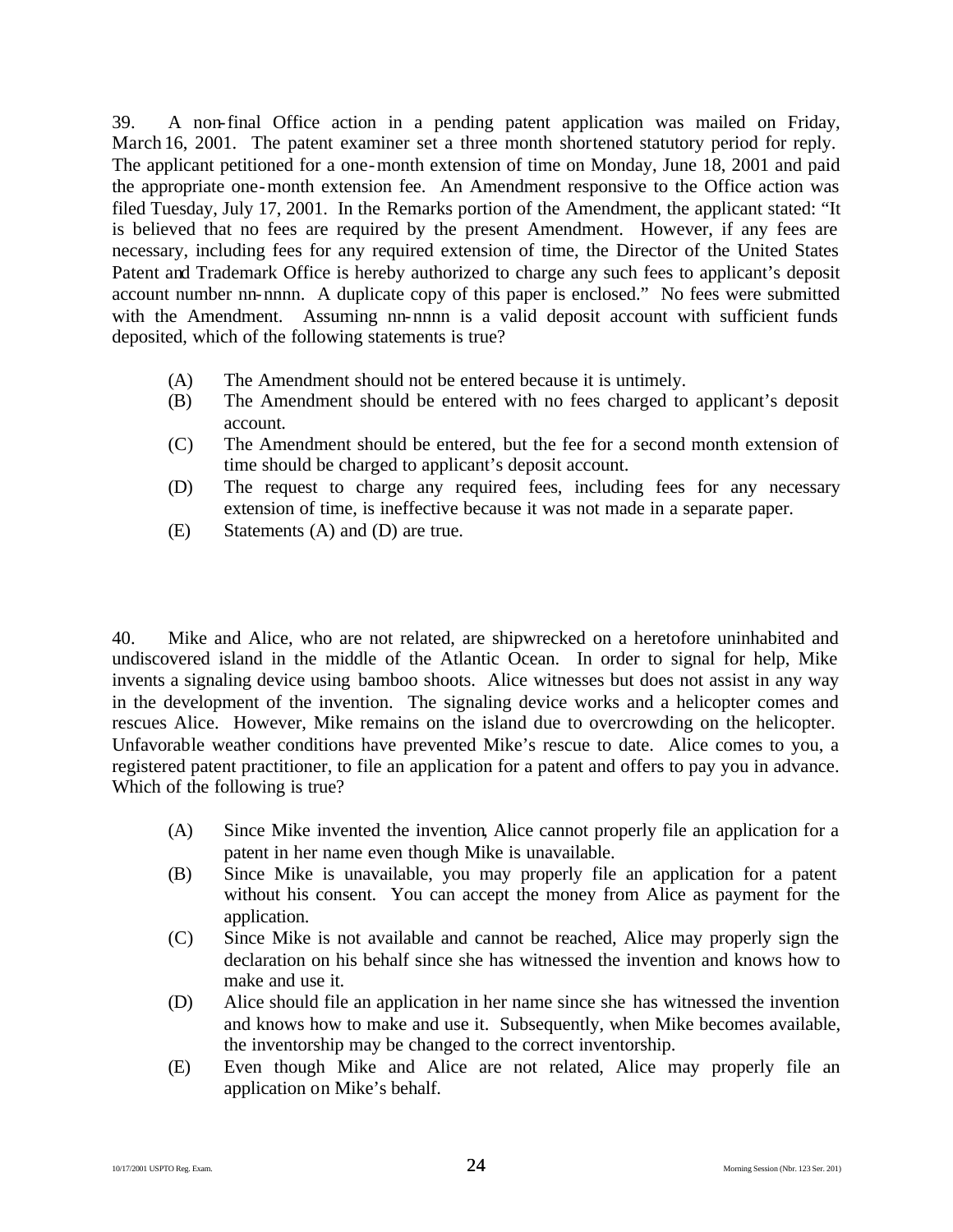39. A non-final Office action in a pending patent application was mailed on Friday, March 16, 2001. The patent examiner set a three month shortened statutory period for reply. The applicant petitioned for a one-month extension of time on Monday, June 18, 2001 and paid the appropriate one-month extension fee. An Amendment responsive to the Office action was filed Tuesday, July 17, 2001. In the Remarks portion of the Amendment, the applicant stated: "It is believed that no fees are required by the present Amendment. However, if any fees are necessary, including fees for any required extension of time, the Director of the United States Patent and Trademark Office is hereby authorized to charge any such fees to applicant's deposit account number nn-nnnn. A duplicate copy of this paper is enclosed." No fees were submitted with the Amendment. Assuming nn-nnnn is a valid deposit account with sufficient funds deposited, which of the following statements is true?

- (A) The Amendment should not be entered because it is untimely.
- (B) The Amendment should be entered with no fees charged to applicant's deposit account.
- (C) The Amendment should be entered, but the fee for a second month extension of time should be charged to applicant's deposit account.
- (D) The request to charge any required fees, including fees for any necessary extension of time, is ineffective because it was not made in a separate paper.
- (E) Statements (A) and (D) are true.

40. Mike and Alice, who are not related, are shipwrecked on a heretofore uninhabited and undiscovered island in the middle of the Atlantic Ocean. In order to signal for help, Mike invents a signaling device using bamboo shoots. Alice witnesses but does not assist in any way in the development of the invention. The signaling device works and a helicopter comes and rescues Alice. However, Mike remains on the island due to overcrowding on the helicopter. Unfavorable weather conditions have prevented Mike's rescue to date. Alice comes to you, a registered patent practitioner, to file an application for a patent and offers to pay you in advance. Which of the following is true?

- (A) Since Mike invented the invention, Alice cannot properly file an application for a patent in her name even though Mike is unavailable.
- (B) Since Mike is unavailable, you may properly file an application for a patent without his consent. You can accept the money from Alice as payment for the application.
- (C) Since Mike is not available and cannot be reached, Alice may properly sign the declaration on his behalf since she has witnessed the invention and knows how to make and use it.
- (D) Alice should file an application in her name since she has witnessed the invention and knows how to make and use it. Subsequently, when Mike becomes available, the inventorship may be changed to the correct inventorship.
- (E) Even though Mike and Alice are not related, Alice may properly file an application on Mike's behalf.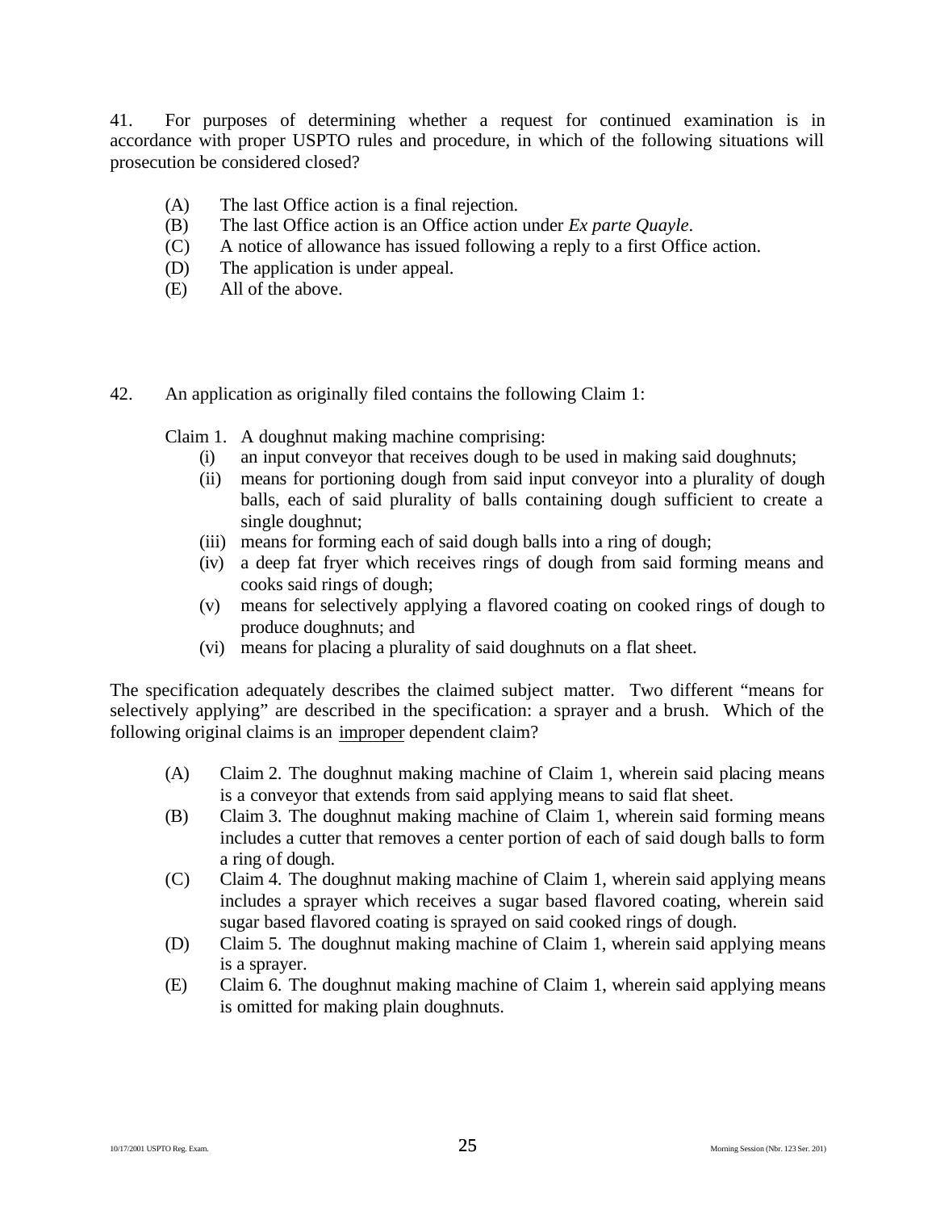41. For purposes of determining whether a request for continued examination is in accordance with proper USPTO rules and procedure, in which of the following situations will prosecution be considered closed?

- (A) The last Office action is a final rejection.
- (B) The last Office action is an Office action under *Ex parte Quayle*.
- (C) A notice of allowance has issued following a reply to a first Office action.
- (D) The application is under appeal.
- (E) All of the above.

42. An application as originally filed contains the following Claim 1:

Claim 1. A doughnut making machine comprising:

- (i) an input conveyor that receives dough to be used in making said doughnuts;
- (ii) means for portioning dough from said input conveyor into a plurality of dough balls, each of said plurality of balls containing dough sufficient to create a single doughnut;
- (iii) means for forming each of said dough balls into a ring of dough;
- (iv) a deep fat fryer which receives rings of dough from said forming means and cooks said rings of dough;
- (v) means for selectively applying a flavored coating on cooked rings of dough to produce doughnuts; and
- (vi) means for placing a plurality of said doughnuts on a flat sheet.

The specification adequately describes the claimed subject matter. Two different "means for selectively applying" are described in the specification: a sprayer and a brush. Which of the following original claims is an <u>improper</u> dependent claim?

- (A) Claim 2. The doughnut making machine of Claim 1, wherein said placing means is a conveyor that extends from said applying means to said flat sheet.
- (B) Claim 3. The doughnut making machine of Claim 1, wherein said forming means includes a cutter that removes a center portion of each of said dough balls to form a ring of dough.
- (C) Claim 4. The doughnut making machine of Claim 1, wherein said applying means includes a sprayer which receives a sugar based flavored coating, wherein said sugar based flavored coating is sprayed on said cooked rings of dough.
- (D) Claim 5. The doughnut making machine of Claim 1, wherein said applying means is a sprayer.
- (E) Claim 6. The doughnut making machine of Claim 1, wherein said applying means is omitted for making plain doughnuts.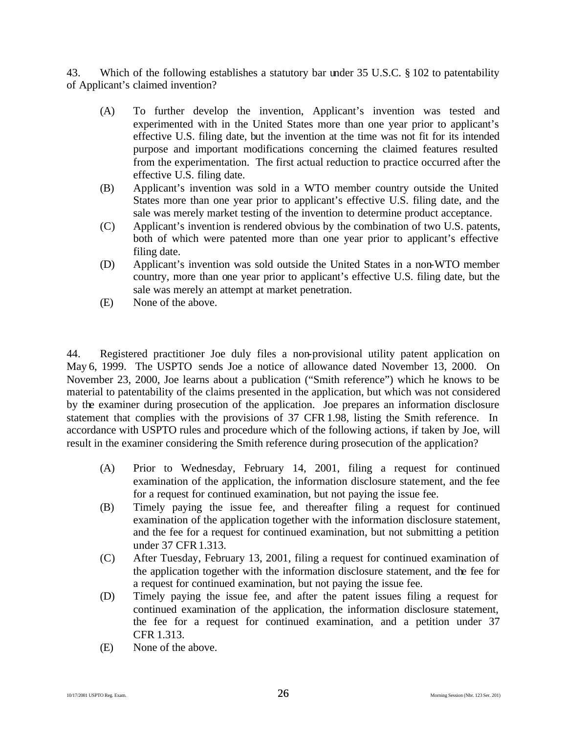43. Which of the following establishes a statutory bar under 35 U.S.C. § 102 to patentability of Applicant's claimed invention?

(A) To further develop the invention, Applicant's invention was tested and experimented with in the United States more than one year prior to applicant's effective U.S. filing date, but the invention at the time was not fit for its intended purpose and important modifications concerning the claimed features resulted from the experimentation. The first actual reduction to practice occurred after the effective U.S. filing date.

(B) Applicant's invention was sold in a WTO member country outside the United States more than one year prior to applicant's effective U.S. filing date, and the sale was merely market testing of the invention to determine product acceptance.

(C) Applicant's invention is rendered obvious by the combination of two U.S. patents, both of which were patented more than one year prior to applicant's effective filing date.

(D) Applicant's invention was sold outside the United States in a non-WTO member country, more than one year prior to applicant's effective U.S. filing date, but the sale was merely an attempt at market penetration.

(E) None of the above.

44. Registered practitioner Joe duly files a non-provisional utility patent application on May 6, 1999. The USPTO sends Joe a notice of allowance dated November 13, 2000. On November 23, 2000, Joe learns about a publication ("Smith reference") which he knows to be material to patentability of the claims presented in the application, but which was not considered by the examiner during prosecution of the application. Joe prepares an information disclosure statement that complies with the provisions of 37 CFR 1.98, listing the Smith reference. In accordance with USPTO rules and procedure which of the following actions, if taken by Joe, will result in the examiner considering the Smith reference during prosecution of the application?

(A) Prior to Wednesday, February 14, 2001, filing a request for continued examination of the application, the information disclosure statement, and the fee for a request for continued examination, but not paying the issue fee.

(B) Timely paying the issue fee, and thereafter filing a request for continued examination of the application together with the information disclosure statement, and the fee for a request for continued examination, but not submitting a petition under 37 CFR 1.313.

(C) After Tuesday, February 13, 2001, filing a request for continued examination of the application together with the information disclosure statement, and the fee for a request for continued examination, but not paying the issue fee.

(D) Timely paying the issue fee, and after the patent issues filing a request for continued examination of the application, the information disclosure statement, the fee for a request for continued examination, and a petition under 37 CFR 1.313.

(E) None of the above.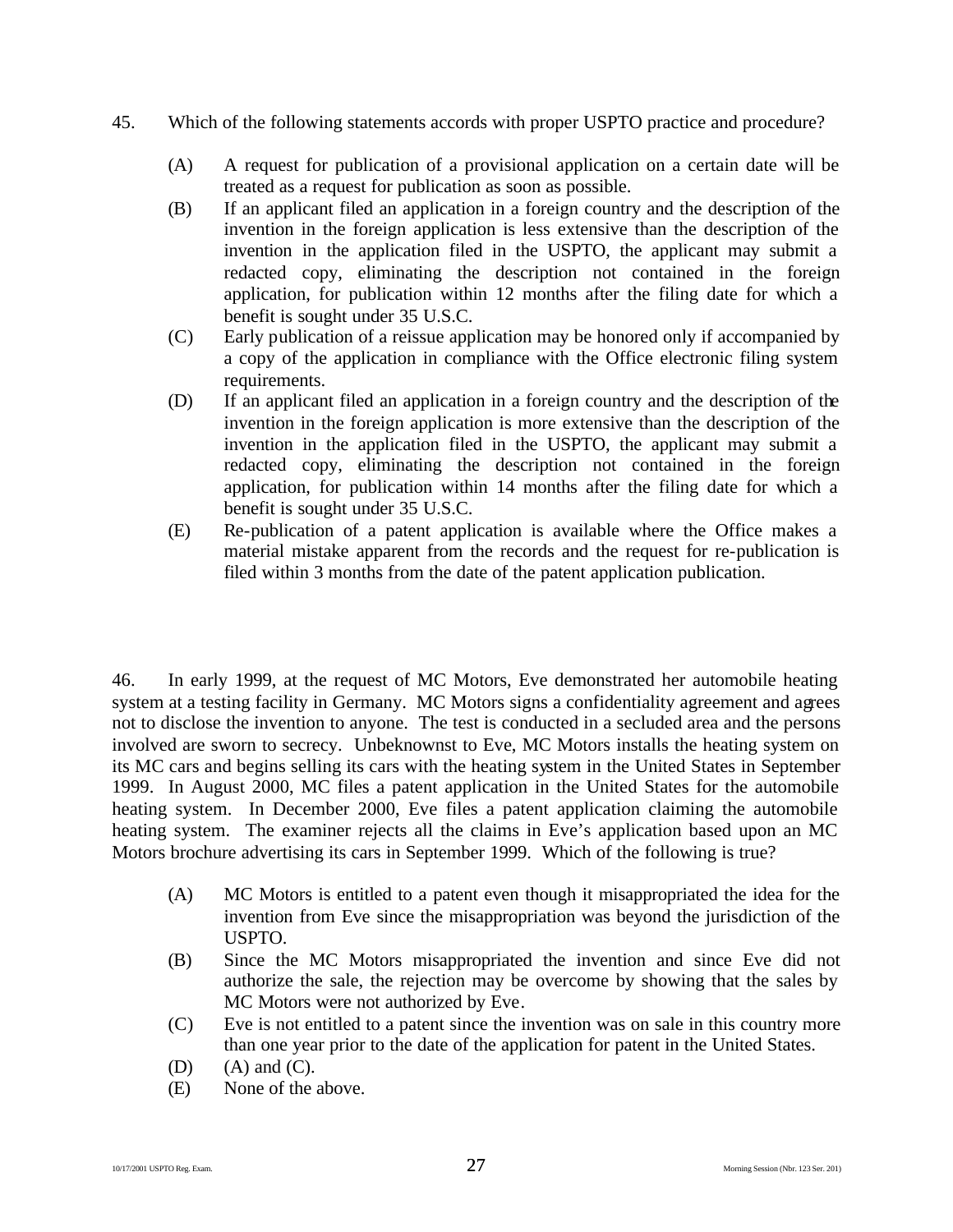45. Which of the following statements accords with proper USPTO practice and procedure?

(A) A request for publication of a provisional application on a certain date will be treated as a request for publication as soon as possible.

(B) If an applicant filed an application in a foreign country and the description of the invention in the foreign application is less extensive than the description of the invention in the application filed in the USPTO, the applicant may submit a redacted copy, eliminating the description not contained in the foreign application, for publication within 12 months after the filing date for which a benefit is sought under 35 U.S.C.

(C) Early publication of a reissue application may be honored only if accompanied by a copy of the application in compliance with the Office electronic filing system requirements.

(D) If an applicant filed an application in a foreign country and the description of the invention in the foreign application is more extensive than the description of the invention in the application filed in the USPTO, the applicant may submit a redacted copy, eliminating the description not contained in the foreign application, for publication within 14 months after the filing date for which a benefit is sought under 35 U.S.C.

(E) Re-publication of a patent application is available where the Office makes a material mistake apparent from the records and the request for re-publication is filed within 3 months from the date of the patent application publication.

46. In early 1999, at the request of MC Motors, Eve demonstrated her automobile heating system at a testing facility in Germany. MC Motors signs a confidentiality agreement and agrees not to disclose the invention to anyone. The test is conducted in a secluded area and the persons involved are sworn to secrecy. Unbeknownst to Eve, MC Motors installs the heating system on its MC cars and begins selling its cars with the heating system in the United States in September 1999. In August 2000, MC files a patent application in the United States for the automobile heating system. In December 2000, Eve files a patent application claiming the automobile heating system. The examiner rejects all the claims in Eve's application based upon an MC Motors brochure advertising its cars in September 1999. Which of the following is true?

(A) MC Motors is entitled to a patent even though it misappropriated the idea for the invention from Eve since the misappropriation was beyond the jurisdiction of the USPTO.

(B) Since the MC Motors misappropriated the invention and since Eve did not authorize the sale, the rejection may be overcome by showing that the sales by MC Motors were not authorized by Eve.

(C) Eve is not entitled to a patent since the invention was on sale in this country more than one year prior to the date of the application for patent in the United States.

(D) (A) and (C).

(E) None of the above.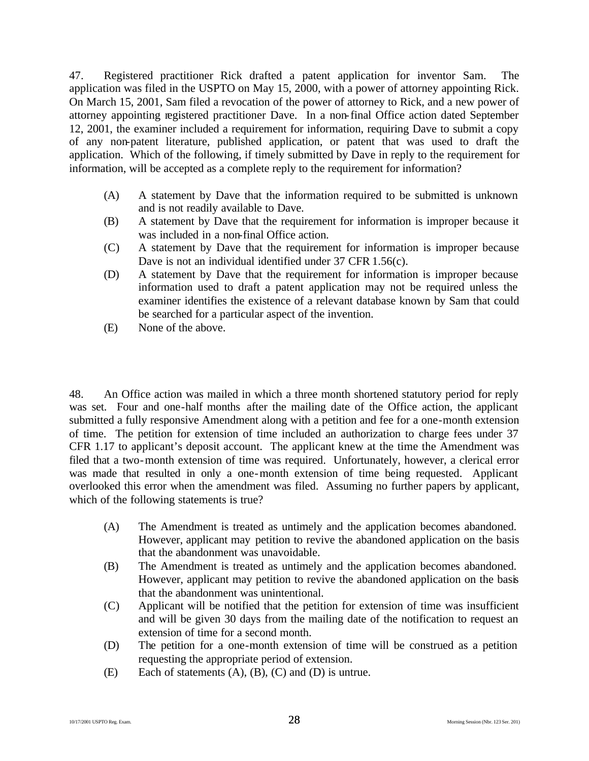47. Registered practitioner Rick drafted a patent application for inventor Sam. The application was filed in the USPTO on May 15, 2000, with a power of attorney appointing Rick. On March 15, 2001, Sam filed a revocation of the power of attorney to Rick, and a new power of attorney appointing registered practitioner Dave. In a non-final Office action dated September 12, 2001, the examiner included a requirement for information, requiring Dave to submit a copy of any non-patent literature, published application, or patent that was used to draft the application. Which of the following, if timely submitted by Dave in reply to the requirement for information, will be accepted as a complete reply to the requirement for information?

- (A) A statement by Dave that the information required to be submitted is unknown and is not readily available to Dave.
- (B) A statement by Dave that the requirement for information is improper because it was included in a non-final Office action.
- (C) A statement by Dave that the requirement for information is improper because Dave is not an individual identified under 37 CFR 1.56(c).
- (D) A statement by Dave that the requirement for information is improper because information used to draft a patent application may not be required unless the examiner identifies the existence of a relevant database known by Sam that could be searched for a particular aspect of the invention.
- (E) None of the above.

48. An Office action was mailed in which a three month shortened statutory period for reply was set. Four and one-half months after the mailing date of the Office action, the applicant submitted a fully responsive Amendment along with a petition and fee for a one-month extension of time. The petition for extension of time included an authorization to charge fees under 37 CFR 1.17 to applicant's deposit account. The applicant knew at the time the Amendment was filed that a two-month extension of time was required. Unfortunately, however, a clerical error was made that resulted in only a one-month extension of time being requested. Applicant overlooked this error when the amendment was filed. Assuming no further papers by applicant, which of the following statements is true?

- (A) The Amendment is treated as untimely and the application becomes abandoned. However, applicant may petition to revive the abandoned application on the basis that the abandonment was unavoidable.
- (B) The Amendment is treated as untimely and the application becomes abandoned. However, applicant may petition to revive the abandoned application on the basis that the abandonment was unintentional.
- (C) Applicant will be notified that the petition for extension of time was insufficient and will be given 30 days from the mailing date of the notification to request an extension of time for a second month.
- (D) The petition for a one-month extension of time will be construed as a petition requesting the appropriate period of extension.
- (E) Each of statements (A), (B), (C) and (D) is untrue.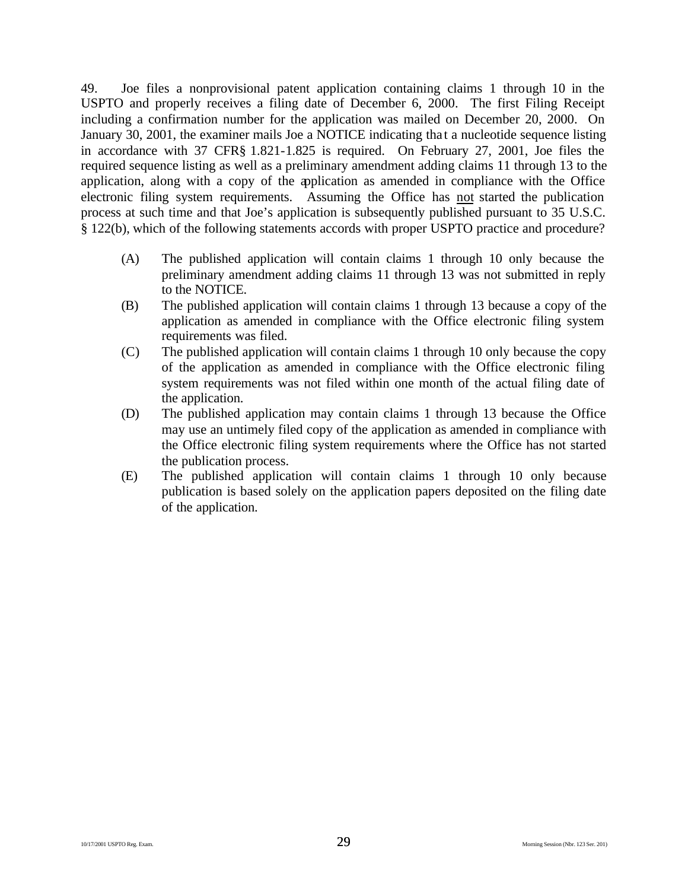49. Joe files a nonprovisional patent application containing claims 1 through 10 in the USPTO and properly receives a filing date of December 6, 2000. The first Filing Receipt including a confirmation number for the application was mailed on December 20, 2000. On January 30, 2001, the examiner mails Joe a NOTICE indicating that a nucleotide sequence listing in accordance with 37 CFR § 1.821-1.825 is required. On February 27, 2001, Joe files the required sequence listing as well as a preliminary amendment adding claims 11 through 13 to the application, along with a copy of the application as amended in compliance with the Office electronic filing system requirements. Assuming the Office has <u>not</u> started the publication process at such time and that Joe's application is subsequently published pursuant to 35 U.S.C. § 122(b), which of the following statements accords with proper USPTO practice and procedure?

(A) The published application will contain claims 1 through 10 only because the preliminary amendment adding claims 11 through 13 was not submitted in reply to the NOTICE.

(B) The published application will contain claims 1 through 13 because a copy of the application as amended in compliance with the Office electronic filing system requirements was filed.

(C) The published application will contain claims 1 through 10 only because the copy of the application as amended in compliance with the Office electronic filing system requirements was not filed within one month of the actual filing date of the application.

(D) The published application may contain claims 1 through 13 because the Office may use an untimely filed copy of the application as amended in compliance with the Office electronic filing system requirements where the Office has not started the publication process.

(E) The published application will contain claims 1 through 10 only because publication is based solely on the application papers deposited on the filing date of the application.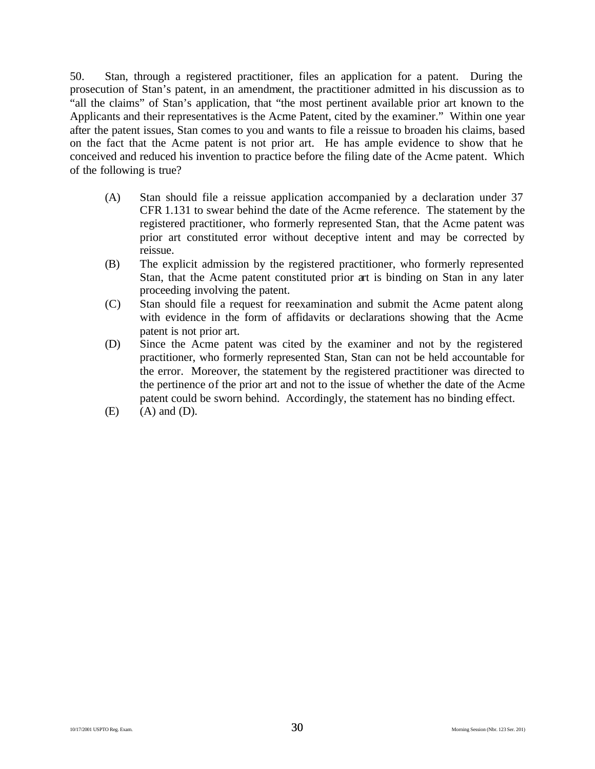50. Stan, through a registered practitioner, files an application for a patent. During the prosecution of Stan's patent, in an amendment, the practitioner admitted in his discussion as to "all the claims" of Stan's application, that "the most pertinent available prior art known to the Applicants and their representatives is the Acme Patent, cited by the examiner." Within one year after the patent issues, Stan comes to you and wants to file a reissue to broaden his claims, based on the fact that the Acme patent is not prior art. He has ample evidence to show that he conceived and reduced his invention to practice before the filing date of the Acme patent. Which of the following is true?

(A) Stan should file a reissue application accompanied by a declaration under 37 CFR 1.131 to swear behind the date of the Acme reference. The statement by the registered practitioner, who formerly represented Stan, that the Acme patent was prior art constituted error without deceptive intent and may be corrected by reissue.

(B) The explicit admission by the registered practitioner, who formerly represented Stan, that the Acme patent constituted prior art is binding on Stan in any later proceeding involving the patent.

(C) Stan should file a request for reexamination and submit the Acme patent along with evidence in the form of affidavits or declarations showing that the Acme patent is not prior art.

(D) Since the Acme patent was cited by the examiner and not by the registered practitioner, who formerly represented Stan, Stan can not be held accountable for the error. Moreover, the statement by the registered practitioner was directed to the pertinence of the prior art and not to the issue of whether the date of the Acme patent could be sworn behind. Accordingly, the statement has no binding effect.

(E) (A) and (D).